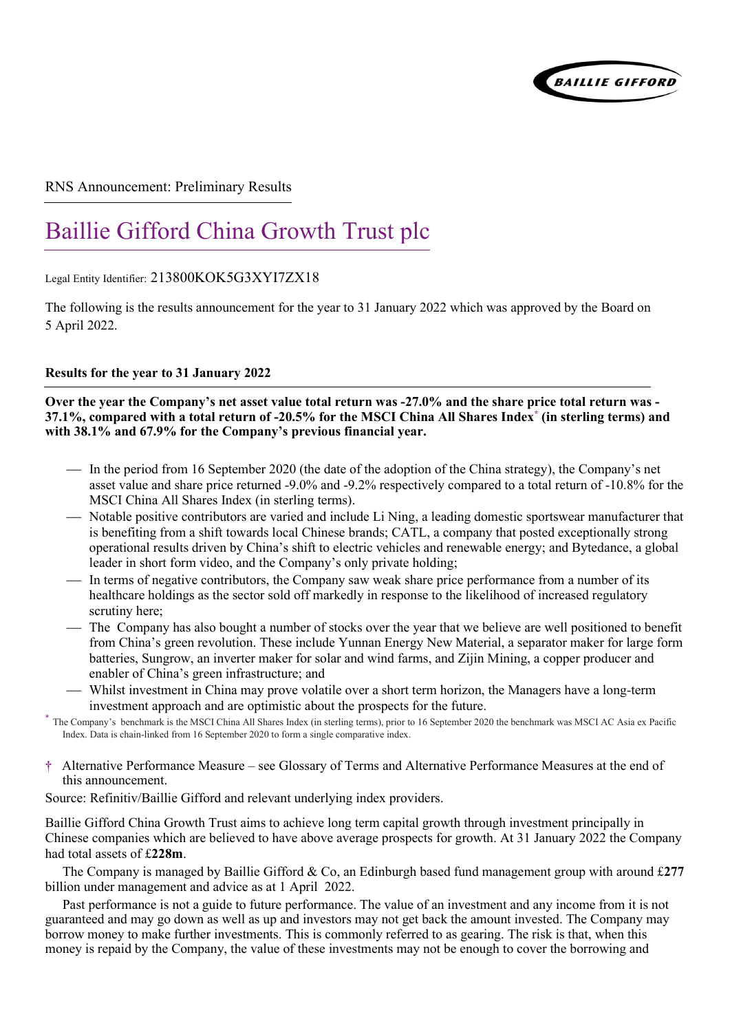RNS Announcement: Preliminary Results

# Baillie Gifford China Growth Trust plc

Legal Entity Identifier: 213800KOK5G3XYI7ZX18

The following is the results announcement for the year to 31 January 2022 which was approved by the Board on 5 April 2022.

**Results for the year to 31 January 2022**

**Over the year the Company's net asset value total return was -27.0% and the share price total return was -37.1%, compared with a total return of -20.5% for the MSCI China All Shares Index[*] (in sterling terms) and with 38.1% and 67.9% for the Company's previous financial year.**

- In the period from 16 September 2020 (the date of the adoption of the China strategy), the Company's net asset value and share price returned -9.0% and -9.2% respectively compared to a total return of -10.8% for the MSCI China All Shares Index (in sterling terms).
- Notable positive contributors are varied and include Li Ning, a leading domestic sportswear manufacturer that is benefiting from a shift towards local Chinese brands; CATL, a company that posted exceptionally strong operational results driven by China's shift to electric vehicles and renewable energy; and Bytedance, a global leader in short form video, and the Company's only private holding;
- In terms of negative contributors, the Company saw weak share price performance from a number of its healthcare holdings as the sector sold off markedly in response to the likelihood of increased regulatory scrutiny here;
- The Company has also bought a number of stocks over the year that we believe are well positioned to benefit from China's green revolution. These include Yunnan Energy New Material, a separator maker for large form batteries, Sungrow, an inverter maker for solar and wind farms, and Zijin Mining, a copper producer and enabler of China's green infrastructure; and
- Whilst investment in China may prove volatile over a short term horizon, the Managers have a long-term investment approach and are optimistic about the prospects for the future.

[*] The Company's benchmark is the MSCI China All Shares Index (in sterling terms), prior to 16 September 2020 the benchmark was MSCI AC Asia ex Pacific Index. Data is chain-linked from 16 September 2020 to form a single comparative index.

† Alternative Performance Measure – see Glossary of Terms and Alternative Performance Measures at the end of this announcement.

Source: Refinitiv/Baillie Gifford and relevant underlying index providers.

Baillie Gifford China Growth Trust aims to achieve long term capital growth through investment principally in Chinese companies which are believed to have above average prospects for growth. At 31 January 2022 the Company had total assets of £**228m**.

The Company is managed by Baillie Gifford & Co, an Edinburgh based fund management group with around £**277** billion under management and advice as at 1 April 2022.

Past performance is not a guide to future performance. The value of an investment and any income from it is not guaranteed and may go down as well as up and investors may not get back the amount invested. The Company may borrow money to make further investments. This is commonly referred to as gearing. The risk is that, when this money is repaid by the Company, the value of these investments may not be enough to cover the borrowing and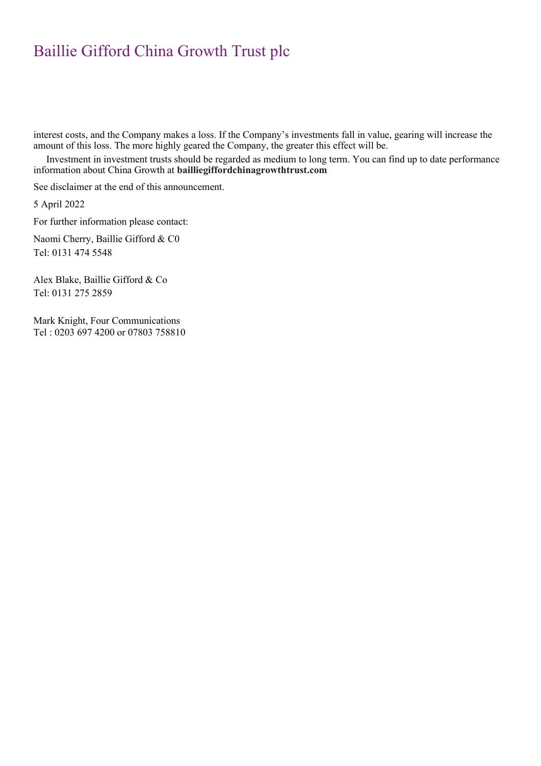interest costs, and the Company makes a loss. If the Company's investments fall in value, gearing will increase the amount of this loss. The more highly geared the Company, the greater this effect will be.

Investment in investment trusts should be regarded as medium to long term. You can find up to date performance information about China Growth at **bailliegiffordchinagrowthtrust.com**

See disclaimer at the end of this announcement.

5 April 2022

For further information please contact:

Naomi Cherry, Baillie Gifford & C0
Tel: 0131 474 5548

Alex Blake, Baillie Gifford & Co
Tel: 0131 275 2859

Mark Knight, Four Communications
Tel : 0203 697 4200 or 07803 758810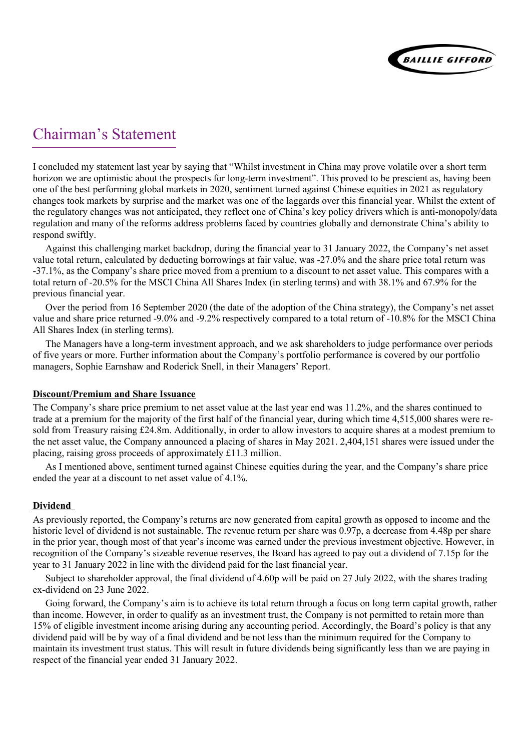# Chairman's Statement

I concluded my statement last year by saying that "Whilst investment in China may prove volatile over a short term horizon we are optimistic about the prospects for long-term investment". This proved to be prescient as, having been one of the best performing global markets in 2020, sentiment turned against Chinese equities in 2021 as regulatory changes took markets by surprise and the market was one of the laggards over this financial year. Whilst the extent of the regulatory changes was not anticipated, they reflect one of China's key policy drivers which is anti-monopoly/data regulation and many of the reforms address problems faced by countries globally and demonstrate China's ability to respond swiftly.

Against this challenging market backdrop, during the financial year to 31 January 2022, the Company's net asset value total return, calculated by deducting borrowings at fair value, was -27.0% and the share price total return was -37.1%, as the Company's share price moved from a premium to a discount to net asset value. This compares with a total return of -20.5% for the MSCI China All Shares Index (in sterling terms) and with 38.1% and 67.9% for the previous financial year.

Over the period from 16 September 2020 (the date of the adoption of the China strategy), the Company's net asset value and share price returned -9.0% and -9.2% respectively compared to a total return of -10.8% for the MSCI China All Shares Index (in sterling terms).

The Managers have a long-term investment approach, and we ask shareholders to judge performance over periods of five years or more. Further information about the Company's portfolio performance is covered by our portfolio managers, Sophie Earnshaw and Roderick Snell, in their Managers' Report.

## Discount/Premium and Share Issuance

The Company's share price premium to net asset value at the last year end was 11.2%, and the shares continued to trade at a premium for the majority of the first half of the financial year, during which time 4,515,000 shares were re-sold from Treasury raising £24.8m. Additionally, in order to allow investors to acquire shares at a modest premium to the net asset value, the Company announced a placing of shares in May 2021. 2,404,151 shares were issued under the placing, raising gross proceeds of approximately £11.3 million.

As I mentioned above, sentiment turned against Chinese equities during the year, and the Company's share price ended the year at a discount to net asset value of 4.1%.

## Dividend

As previously reported, the Company's returns are now generated from capital growth as opposed to income and the historic level of dividend is not sustainable. The revenue return per share was 0.97p, a decrease from 4.48p per share in the prior year, though most of that year's income was earned under the previous investment objective. However, in recognition of the Company's sizeable revenue reserves, the Board has agreed to pay out a dividend of 7.15p for the year to 31 January 2022 in line with the dividend paid for the last financial year.

Subject to shareholder approval, the final dividend of 4.60p will be paid on 27 July 2022, with the shares trading ex-dividend on 23 June 2022.

Going forward, the Company's aim is to achieve its total return through a focus on long term capital growth, rather than income. However, in order to qualify as an investment trust, the Company is not permitted to retain more than 15% of eligible investment income arising during any accounting period. Accordingly, the Board's policy is that any dividend paid will be by way of a final dividend and be not less than the minimum required for the Company to maintain its investment trust status. This will result in future dividends being significantly less than we are paying in respect of the financial year ended 31 January 2022.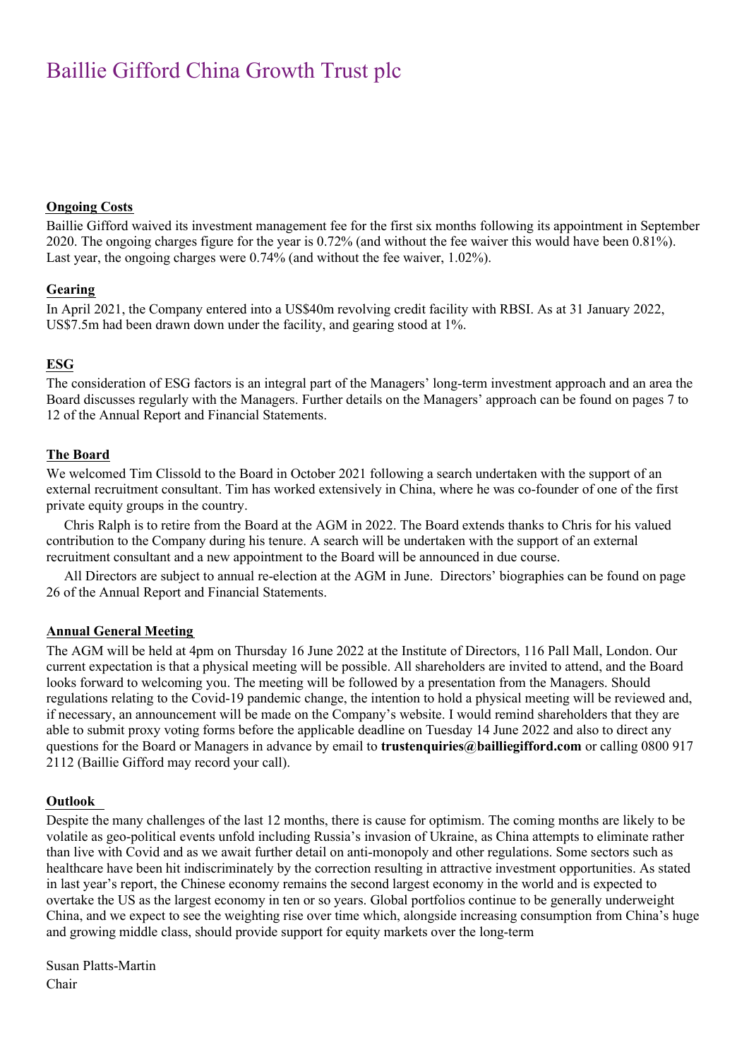# Baillie Gifford China Growth Trust plc

## Ongoing Costs

Baillie Gifford waived its investment management fee for the first six months following its appointment in September 2020. The ongoing charges figure for the year is 0.72% (and without the fee waiver this would have been 0.81%). Last year, the ongoing charges were 0.74% (and without the fee waiver, 1.02%).

## Gearing

In April 2021, the Company entered into a US$40m revolving credit facility with RBSI. As at 31 January 2022, US$7.5m had been drawn down under the facility, and gearing stood at 1%.

## ESG

The consideration of ESG factors is an integral part of the Managers' long-term investment approach and an area the Board discusses regularly with the Managers. Further details on the Managers' approach can be found on pages 7 to 12 of the Annual Report and Financial Statements.

## The Board

We welcomed Tim Clissold to the Board in October 2021 following a search undertaken with the support of an external recruitment consultant. Tim has worked extensively in China, where he was co-founder of one of the first private equity groups in the country.

Chris Ralph is to retire from the Board at the AGM in 2022. The Board extends thanks to Chris for his valued contribution to the Company during his tenure. A search will be undertaken with the support of an external recruitment consultant and a new appointment to the Board will be announced in due course.

All Directors are subject to annual re-election at the AGM in June. Directors' biographies can be found on page 26 of the Annual Report and Financial Statements.

## Annual General Meeting

The AGM will be held at 4pm on Thursday 16 June 2022 at the Institute of Directors, 116 Pall Mall, London. Our current expectation is that a physical meeting will be possible. All shareholders are invited to attend, and the Board looks forward to welcoming you. The meeting will be followed by a presentation from the Managers. Should regulations relating to the Covid-19 pandemic change, the intention to hold a physical meeting will be reviewed and, if necessary, an announcement will be made on the Company's website. I would remind shareholders that they are able to submit proxy voting forms before the applicable deadline on Tuesday 14 June 2022 and also to direct any questions for the Board or Managers in advance by email to **trustenquiries@bailliegifford.com** or calling 0800 917 2112 (Baillie Gifford may record your call).

## Outlook

Despite the many challenges of the last 12 months, there is cause for optimism. The coming months are likely to be volatile as geo-political events unfold including Russia's invasion of Ukraine, as China attempts to eliminate rather than live with Covid and as we await further detail on anti-monopoly and other regulations. Some sectors such as healthcare have been hit indiscriminately by the correction resulting in attractive investment opportunities. As stated in last year's report, the Chinese economy remains the second largest economy in the world and is expected to overtake the US as the largest economy in ten or so years. Global portfolios continue to be generally underweight China, and we expect to see the weighting rise over time which, alongside increasing consumption from China's huge and growing middle class, should provide support for equity markets over the long-term

Susan Platts-Martin
Chair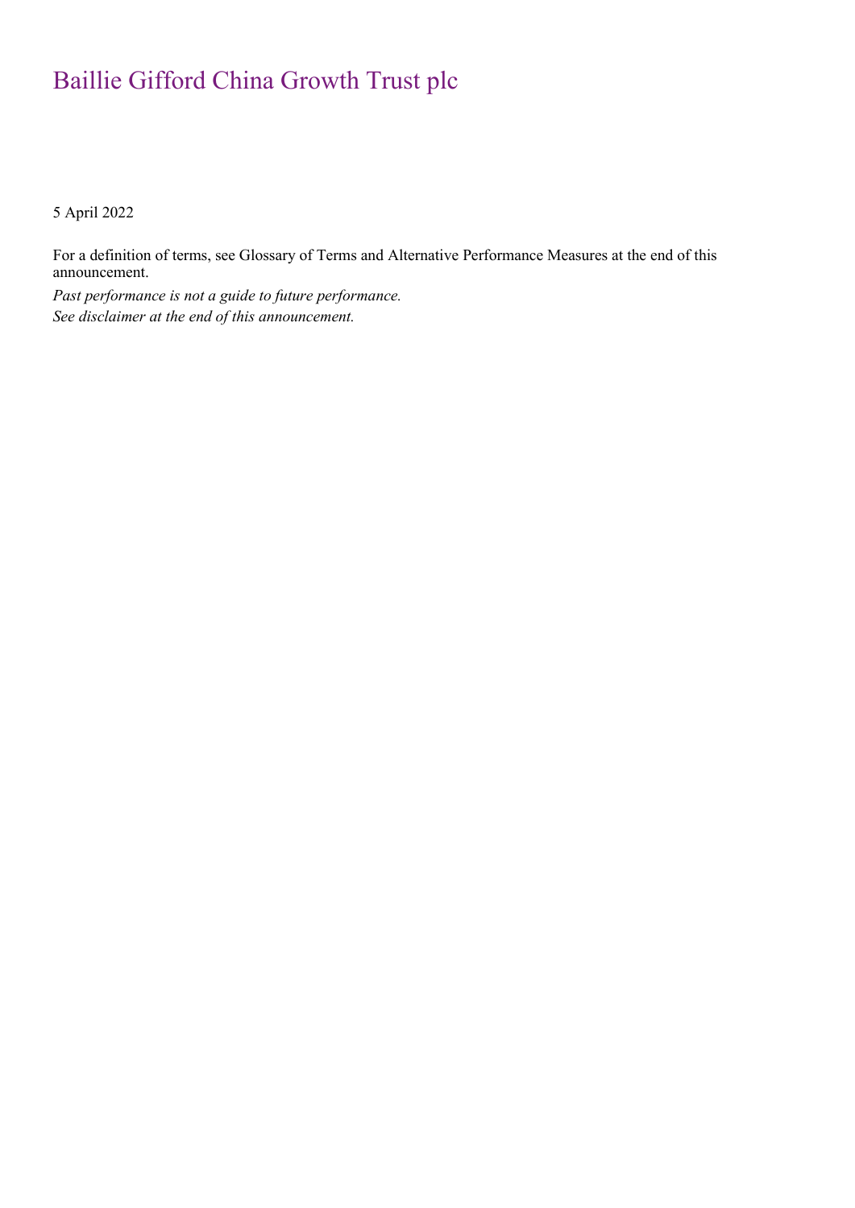# Baillie Gifford China Growth Trust plc

5 April 2022

For a definition of terms, see Glossary of Terms and Alternative Performance Measures at the end of this announcement.

*Past performance is not a guide to future performance.*

*See disclaimer at the end of this announcement.*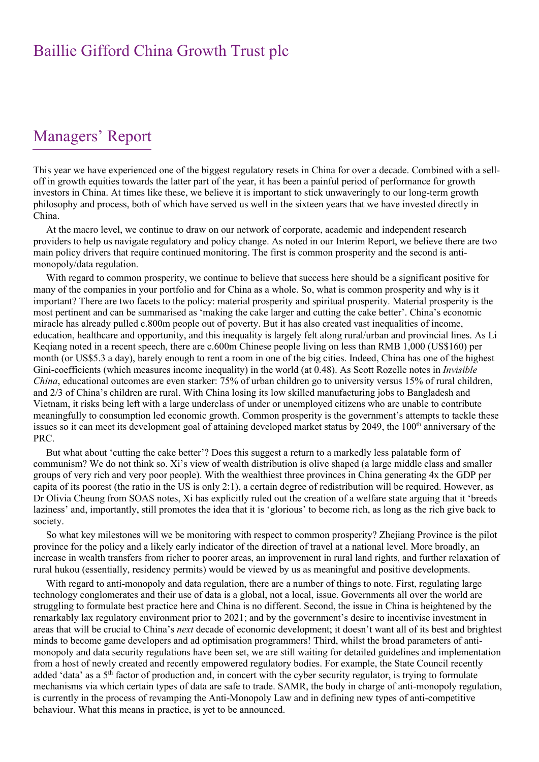# Baillie Gifford China Growth Trust plc

## Managers' Report

This year we have experienced one of the biggest regulatory resets in China for over a decade. Combined with a sell-off in growth equities towards the latter part of the year, it has been a painful period of performance for growth investors in China. At times like these, we believe it is important to stick unwaveringly to our long-term growth philosophy and process, both of which have served us well in the sixteen years that we have invested directly in China.

At the macro level, we continue to draw on our network of corporate, academic and independent research providers to help us navigate regulatory and policy change. As noted in our Interim Report, we believe there are two main policy drivers that require continued monitoring. The first is common prosperity and the second is anti-monopoly/data regulation.

With regard to common prosperity, we continue to believe that success here should be a significant positive for many of the companies in your portfolio and for China as a whole. So, what is common prosperity and why is it important? There are two facets to the policy: material prosperity and spiritual prosperity. Material prosperity is the most pertinent and can be summarised as 'making the cake larger and cutting the cake better'. China's economic miracle has already pulled c.800m people out of poverty. But it has also created vast inequalities of income, education, healthcare and opportunity, and this inequality is largely felt along rural/urban and provincial lines. As Li Keqiang noted in a recent speech, there are c.600m Chinese people living on less than RMB 1,000 (US$160) per month (or US$5.3 a day), barely enough to rent a room in one of the big cities. Indeed, China has one of the highest Gini-coefficients (which measures income inequality) in the world (at 0.48). As Scott Rozelle notes in *Invisible China*, educational outcomes are even starker: 75% of urban children go to university versus 15% of rural children, and 2/3 of China's children are rural. With China losing its low skilled manufacturing jobs to Bangladesh and Vietnam, it risks being left with a large underclass of under or unemployed citizens who are unable to contribute meaningfully to consumption led economic growth. Common prosperity is the government's attempts to tackle these issues so it can meet its development goal of attaining developed market status by 2049, the 100th anniversary of the PRC.

But what about 'cutting the cake better'? Does this suggest a return to a markedly less palatable form of communism? We do not think so. Xi's view of wealth distribution is olive shaped (a large middle class and smaller groups of very rich and very poor people). With the wealthiest three provinces in China generating 4x the GDP per capita of its poorest (the ratio in the US is only 2:1), a certain degree of redistribution will be required. However, as Dr Olivia Cheung from SOAS notes, Xi has explicitly ruled out the creation of a welfare state arguing that it 'breeds laziness' and, importantly, still promotes the idea that it is 'glorious' to become rich, as long as the rich give back to society.

So what key milestones will we be monitoring with respect to common prosperity? Zhejiang Province is the pilot province for the policy and a likely early indicator of the direction of travel at a national level. More broadly, an increase in wealth transfers from richer to poorer areas, an improvement in rural land rights, and further relaxation of rural hukou (essentially, residency permits) would be viewed by us as meaningful and positive developments.

With regard to anti-monopoly and data regulation, there are a number of things to note. First, regulating large technology conglomerates and their use of data is a global, not a local, issue. Governments all over the world are struggling to formulate best practice here and China is no different. Second, the issue in China is heightened by the remarkably lax regulatory environment prior to 2021; and by the government's desire to incentivise investment in areas that will be crucial to China's *next* decade of economic development; it doesn't want all of its best and brightest minds to become game developers and ad optimisation programmers! Third, whilst the broad parameters of anti-monopoly and data security regulations have been set, we are still waiting for detailed guidelines and implementation from a host of newly created and recently empowered regulatory bodies. For example, the State Council recently added 'data' as a 5th factor of production and, in concert with the cyber security regulator, is trying to formulate mechanisms via which certain types of data are safe to trade. SAMR, the body in charge of anti-monopoly regulation, is currently in the process of revamping the Anti-Monopoly Law and in defining new types of anti-competitive behaviour. What this means in practice, is yet to be announced.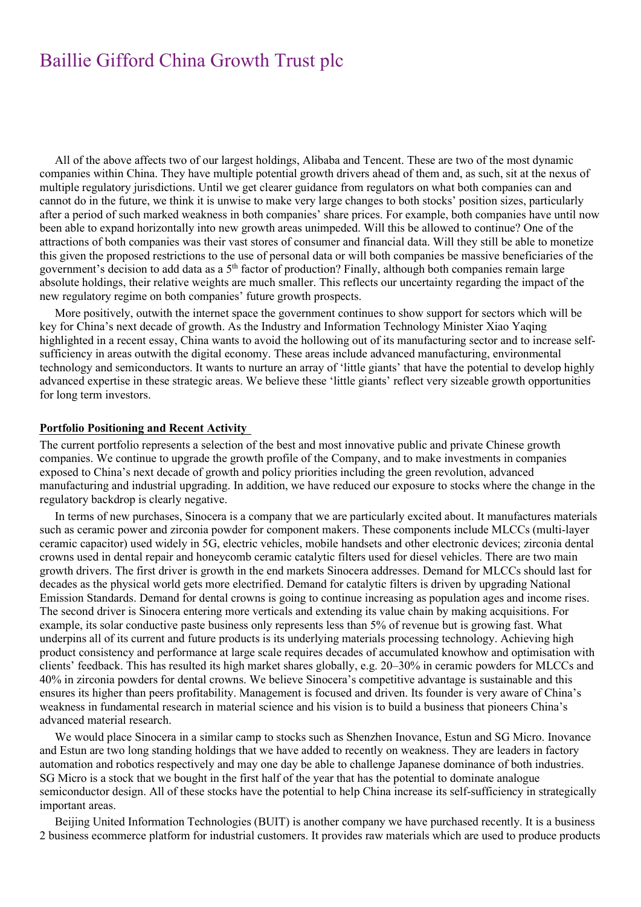# Baillie Gifford China Growth Trust plc

All of the above affects two of our largest holdings, Alibaba and Tencent. These are two of the most dynamic companies within China. They have multiple potential growth drivers ahead of them and, as such, sit at the nexus of multiple regulatory jurisdictions. Until we get clearer guidance from regulators on what both companies can and cannot do in the future, we think it is unwise to make very large changes to both stocks' position sizes, particularly after a period of such marked weakness in both companies' share prices. For example, both companies have until now been able to expand horizontally into new growth areas unimpeded. Will this be allowed to continue? One of the attractions of both companies was their vast stores of consumer and financial data. Will they still be able to monetize this given the proposed restrictions to the use of personal data or will both companies be massive beneficiaries of the government's decision to add data as a 5th factor of production? Finally, although both companies remain large absolute holdings, their relative weights are much smaller. This reflects our uncertainty regarding the impact of the new regulatory regime on both companies' future growth prospects.

More positively, outwith the internet space the government continues to show support for sectors which will be key for China's next decade of growth. As the Industry and Information Technology Minister Xiao Yaqing highlighted in a recent essay, China wants to avoid the hollowing out of its manufacturing sector and to increase self-sufficiency in areas outwith the digital economy. These areas include advanced manufacturing, environmental technology and semiconductors. It wants to nurture an array of 'little giants' that have the potential to develop highly advanced expertise in these strategic areas. We believe these 'little giants' reflect very sizeable growth opportunities for long term investors.

**Portfolio Positioning and Recent Activity**

The current portfolio represents a selection of the best and most innovative public and private Chinese growth companies. We continue to upgrade the growth profile of the Company, and to make investments in companies exposed to China's next decade of growth and policy priorities including the green revolution, advanced manufacturing and industrial upgrading. In addition, we have reduced our exposure to stocks where the change in the regulatory backdrop is clearly negative.

In terms of new purchases, Sinocera is a company that we are particularly excited about. It manufactures materials such as ceramic power and zirconia powder for component makers. These components include MLCCs (multi-layer ceramic capacitor) used widely in 5G, electric vehicles, mobile handsets and other electronic devices; zirconia dental crowns used in dental repair and honeycomb ceramic catalytic filters used for diesel vehicles. There are two main growth drivers. The first driver is growth in the end markets Sinocera addresses. Demand for MLCCs should last for decades as the physical world gets more electrified. Demand for catalytic filters is driven by upgrading National Emission Standards. Demand for dental crowns is going to continue increasing as population ages and income rises. The second driver is Sinocera entering more verticals and extending its value chain by making acquisitions. For example, its solar conductive paste business only represents less than 5% of revenue but is growing fast. What underpins all of its current and future products is its underlying materials processing technology. Achieving high product consistency and performance at large scale requires decades of accumulated knowhow and optimisation with clients' feedback. This has resulted its high market shares globally, e.g. 20–30% in ceramic powders for MLCCs and 40% in zirconia powders for dental crowns. We believe Sinocera's competitive advantage is sustainable and this ensures its higher than peers profitability. Management is focused and driven. Its founder is very aware of China's weakness in fundamental research in material science and his vision is to build a business that pioneers China's advanced material research.

We would place Sinocera in a similar camp to stocks such as Shenzhen Inovance, Estun and SG Micro. Inovance and Estun are two long standing holdings that we have added to recently on weakness. They are leaders in factory automation and robotics respectively and may one day be able to challenge Japanese dominance of both industries. SG Micro is a stock that we bought in the first half of the year that has the potential to dominate analogue semiconductor design. All of these stocks have the potential to help China increase its self-sufficiency in strategically important areas.

Beijing United Information Technologies (BUIT) is another company we have purchased recently. It is a business 2 business ecommerce platform for industrial customers. It provides raw materials which are used to produce products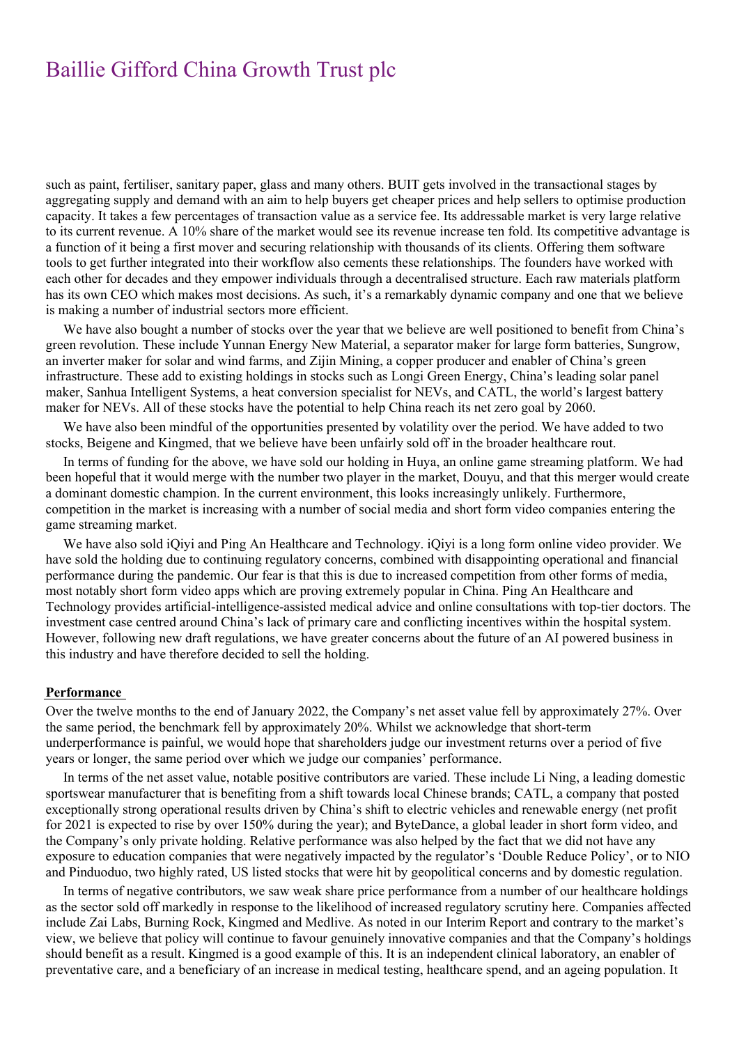such as paint, fertiliser, sanitary paper, glass and many others. BUIT gets involved in the transactional stages by aggregating supply and demand with an aim to help buyers get cheaper prices and help sellers to optimise production capacity. It takes a few percentages of transaction value as a service fee. Its addressable market is very large relative to its current revenue. A 10% share of the market would see its revenue increase ten fold. Its competitive advantage is a function of it being a first mover and securing relationship with thousands of its clients. Offering them software tools to get further integrated into their workflow also cements these relationships. The founders have worked with each other for decades and they empower individuals through a decentralised structure. Each raw materials platform has its own CEO which makes most decisions. As such, it's a remarkably dynamic company and one that we believe is making a number of industrial sectors more efficient.

We have also bought a number of stocks over the year that we believe are well positioned to benefit from China's green revolution. These include Yunnan Energy New Material, a separator maker for large form batteries, Sungrow, an inverter maker for solar and wind farms, and Zijin Mining, a copper producer and enabler of China's green infrastructure. These add to existing holdings in stocks such as Longi Green Energy, China's leading solar panel maker, Sanhua Intelligent Systems, a heat conversion specialist for NEVs, and CATL, the world's largest battery maker for NEVs. All of these stocks have the potential to help China reach its net zero goal by 2060.

We have also been mindful of the opportunities presented by volatility over the period. We have added to two stocks, Beigene and Kingmed, that we believe have been unfairly sold off in the broader healthcare rout.

In terms of funding for the above, we have sold our holding in Huya, an online game streaming platform. We had been hopeful that it would merge with the number two player in the market, Douyu, and that this merger would create a dominant domestic champion. In the current environment, this looks increasingly unlikely. Furthermore, competition in the market is increasing with a number of social media and short form video companies entering the game streaming market.

We have also sold iQiyi and Ping An Healthcare and Technology. iQiyi is a long form online video provider. We have sold the holding due to continuing regulatory concerns, combined with disappointing operational and financial performance during the pandemic. Our fear is that this is due to increased competition from other forms of media, most notably short form video apps which are proving extremely popular in China. Ping An Healthcare and Technology provides artificial-intelligence-assisted medical advice and online consultations with top-tier doctors. The investment case centred around China's lack of primary care and conflicting incentives within the hospital system. However, following new draft regulations, we have greater concerns about the future of an AI powered business in this industry and have therefore decided to sell the holding.

**Performance**

Over the twelve months to the end of January 2022, the Company's net asset value fell by approximately 27%. Over the same period, the benchmark fell by approximately 20%. Whilst we acknowledge that short-term underperformance is painful, we would hope that shareholders judge our investment returns over a period of five years or longer, the same period over which we judge our companies' performance.

In terms of the net asset value, notable positive contributors are varied. These include Li Ning, a leading domestic sportswear manufacturer that is benefiting from a shift towards local Chinese brands; CATL, a company that posted exceptionally strong operational results driven by China's shift to electric vehicles and renewable energy (net profit for 2021 is expected to rise by over 150% during the year); and ByteDance, a global leader in short form video, and the Company's only private holding. Relative performance was also helped by the fact that we did not have any exposure to education companies that were negatively impacted by the regulator's 'Double Reduce Policy', or to NIO and Pinduoduo, two highly rated, US listed stocks that were hit by geopolitical concerns and by domestic regulation.

In terms of negative contributors, we saw weak share price performance from a number of our healthcare holdings as the sector sold off markedly in response to the likelihood of increased regulatory scrutiny here. Companies affected include Zai Labs, Burning Rock, Kingmed and Medlive. As noted in our Interim Report and contrary to the market's view, we believe that policy will continue to favour genuinely innovative companies and that the Company's holdings should benefit as a result. Kingmed is a good example of this. It is an independent clinical laboratory, an enabler of preventative care, and a beneficiary of an increase in medical testing, healthcare spend, and an ageing population. It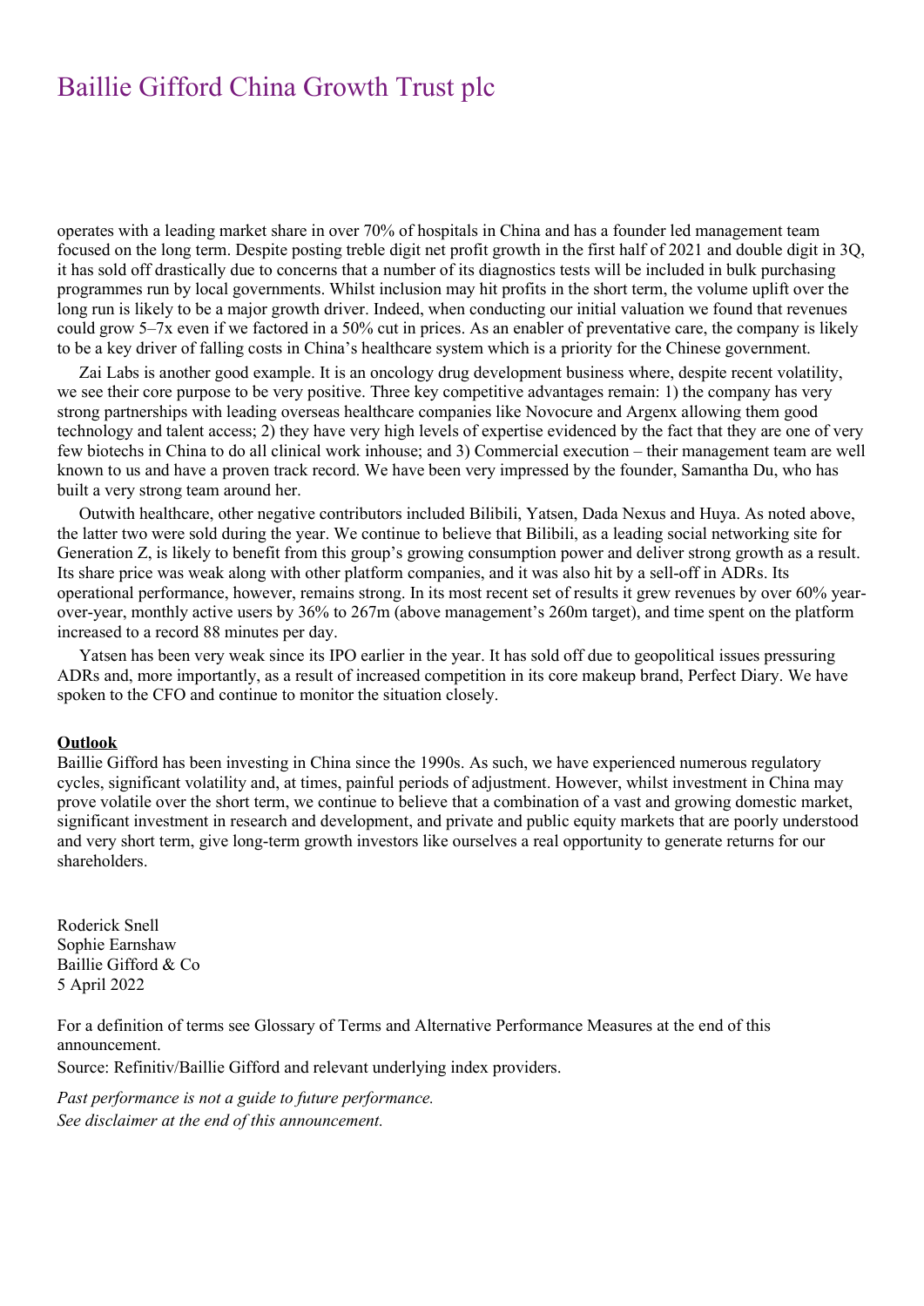operates with a leading market share in over 70% of hospitals in China and has a founder led management team focused on the long term. Despite posting treble digit net profit growth in the first half of 2021 and double digit in 3Q, it has sold off drastically due to concerns that a number of its diagnostics tests will be included in bulk purchasing programmes run by local governments. Whilst inclusion may hit profits in the short term, the volume uplift over the long run is likely to be a major growth driver. Indeed, when conducting our initial valuation we found that revenues could grow 5–7x even if we factored in a 50% cut in prices. As an enabler of preventative care, the company is likely to be a key driver of falling costs in China's healthcare system which is a priority for the Chinese government.

Zai Labs is another good example. It is an oncology drug development business where, despite recent volatility, we see their core purpose to be very positive. Three key competitive advantages remain: 1) the company has very strong partnerships with leading overseas healthcare companies like Novocure and Argenx allowing them good technology and talent access; 2) they have very high levels of expertise evidenced by the fact that they are one of very few biotechs in China to do all clinical work inhouse; and 3) Commercial execution – their management team are well known to us and have a proven track record. We have been very impressed by the founder, Samantha Du, who has built a very strong team around her.

Outwith healthcare, other negative contributors included Bilibili, Yatsen, Dada Nexus and Huya. As noted above, the latter two were sold during the year. We continue to believe that Bilibili, as a leading social networking site for Generation Z, is likely to benefit from this group's growing consumption power and deliver strong growth as a result. Its share price was weak along with other platform companies, and it was also hit by a sell-off in ADRs. Its operational performance, however, remains strong. In its most recent set of results it grew revenues by over 60% year-over-year, monthly active users by 36% to 267m (above management's 260m target), and time spent on the platform increased to a record 88 minutes per day.

Yatsen has been very weak since its IPO earlier in the year. It has sold off due to geopolitical issues pressuring ADRs and, more importantly, as a result of increased competition in its core makeup brand, Perfect Diary. We have spoken to the CFO and continue to monitor the situation closely.

**Outlook**

Baillie Gifford has been investing in China since the 1990s. As such, we have experienced numerous regulatory cycles, significant volatility and, at times, painful periods of adjustment. However, whilst investment in China may prove volatile over the short term, we continue to believe that a combination of a vast and growing domestic market, significant investment in research and development, and private and public equity markets that are poorly understood and very short term, give long-term growth investors like ourselves a real opportunity to generate returns for our shareholders.

Roderick Snell
Sophie Earnshaw
Baillie Gifford & Co
5 April 2022

For a definition of terms see Glossary of Terms and Alternative Performance Measures at the end of this announcement.
Source: Refinitiv/Baillie Gifford and relevant underlying index providers.

*Past performance is not a guide to future performance.*
*See disclaimer at the end of this announcement.*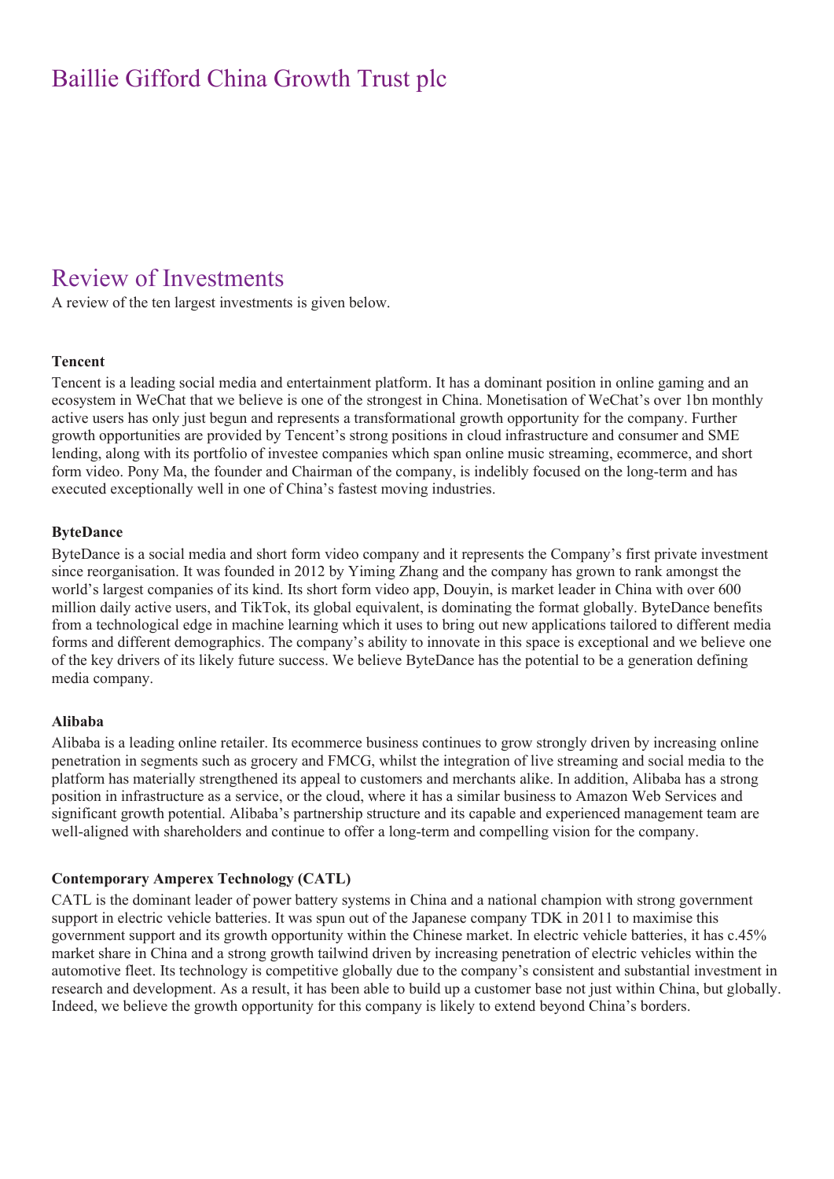# Baillie Gifford China Growth Trust plc

## Review of Investments

A review of the ten largest investments is given below.

**Tencent**

Tencent is a leading social media and entertainment platform. It has a dominant position in online gaming and an ecosystem in WeChat that we believe is one of the strongest in China. Monetisation of WeChat's over 1bn monthly active users has only just begun and represents a transformational growth opportunity for the company. Further growth opportunities are provided by Tencent's strong positions in cloud infrastructure and consumer and SME lending, along with its portfolio of investee companies which span online music streaming, ecommerce, and short form video. Pony Ma, the founder and Chairman of the company, is indelibly focused on the long-term and has executed exceptionally well in one of China's fastest moving industries.

**ByteDance**

ByteDance is a social media and short form video company and it represents the Company's first private investment since reorganisation. It was founded in 2012 by Yiming Zhang and the company has grown to rank amongst the world's largest companies of its kind. Its short form video app, Douyin, is market leader in China with over 600 million daily active users, and TikTok, its global equivalent, is dominating the format globally. ByteDance benefits from a technological edge in machine learning which it uses to bring out new applications tailored to different media forms and different demographics. The company's ability to innovate in this space is exceptional and we believe one of the key drivers of its likely future success. We believe ByteDance has the potential to be a generation defining media company.

**Alibaba**

Alibaba is a leading online retailer. Its ecommerce business continues to grow strongly driven by increasing online penetration in segments such as grocery and FMCG, whilst the integration of live streaming and social media to the platform has materially strengthened its appeal to customers and merchants alike. In addition, Alibaba has a strong position in infrastructure as a service, or the cloud, where it has a similar business to Amazon Web Services and significant growth potential. Alibaba's partnership structure and its capable and experienced management team are well-aligned with shareholders and continue to offer a long-term and compelling vision for the company.

**Contemporary Amperex Technology (CATL)**

CATL is the dominant leader of power battery systems in China and a national champion with strong government support in electric vehicle batteries. It was spun out of the Japanese company TDK in 2011 to maximise this government support and its growth opportunity within the Chinese market. In electric vehicle batteries, it has c.45% market share in China and a strong growth tailwind driven by increasing penetration of electric vehicles within the automotive fleet. Its technology is competitive globally due to the company's consistent and substantial investment in research and development. As a result, it has been able to build up a customer base not just within China, but globally. Indeed, we believe the growth opportunity for this company is likely to extend beyond China's borders.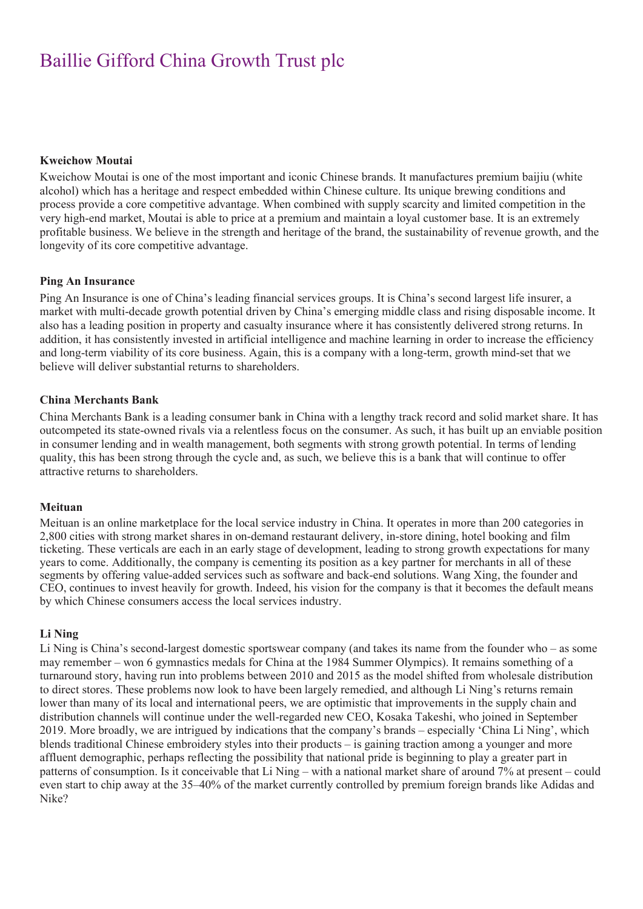# Baillie Gifford China Growth Trust plc

**Kweichow Moutai**

Kweichow Moutai is one of the most important and iconic Chinese brands. It manufactures premium baijiu (white alcohol) which has a heritage and respect embedded within Chinese culture. Its unique brewing conditions and process provide a core competitive advantage. When combined with supply scarcity and limited competition in the very high-end market, Moutai is able to price at a premium and maintain a loyal customer base. It is an extremely profitable business. We believe in the strength and heritage of the brand, the sustainability of revenue growth, and the longevity of its core competitive advantage.

**Ping An Insurance**

Ping An Insurance is one of China's leading financial services groups. It is China's second largest life insurer, a market with multi-decade growth potential driven by China's emerging middle class and rising disposable income. It also has a leading position in property and casualty insurance where it has consistently delivered strong returns. In addition, it has consistently invested in artificial intelligence and machine learning in order to increase the efficiency and long-term viability of its core business. Again, this is a company with a long-term, growth mind-set that we believe will deliver substantial returns to shareholders.

**China Merchants Bank**

China Merchants Bank is a leading consumer bank in China with a lengthy track record and solid market share. It has outcompeted its state-owned rivals via a relentless focus on the consumer. As such, it has built up an enviable position in consumer lending and in wealth management, both segments with strong growth potential. In terms of lending quality, this has been strong through the cycle and, as such, we believe this is a bank that will continue to offer attractive returns to shareholders.

**Meituan**

Meituan is an online marketplace for the local service industry in China. It operates in more than 200 categories in 2,800 cities with strong market shares in on-demand restaurant delivery, in-store dining, hotel booking and film ticketing. These verticals are each in an early stage of development, leading to strong growth expectations for many years to come. Additionally, the company is cementing its position as a key partner for merchants in all of these segments by offering value-added services such as software and back-end solutions. Wang Xing, the founder and CEO, continues to invest heavily for growth. Indeed, his vision for the company is that it becomes the default means by which Chinese consumers access the local services industry.

**Li Ning**

Li Ning is China's second-largest domestic sportswear company (and takes its name from the founder who – as some may remember – won 6 gymnastics medals for China at the 1984 Summer Olympics). It remains something of a turnaround story, having run into problems between 2010 and 2015 as the model shifted from wholesale distribution to direct stores. These problems now look to have been largely remedied, and although Li Ning's returns remain lower than many of its local and international peers, we are optimistic that improvements in the supply chain and distribution channels will continue under the well-regarded new CEO, Kosaka Takeshi, who joined in September 2019. More broadly, we are intrigued by indications that the company's brands – especially 'China Li Ning', which blends traditional Chinese embroidery styles into their products – is gaining traction among a younger and more affluent demographic, perhaps reflecting the possibility that national pride is beginning to play a greater part in patterns of consumption. Is it conceivable that Li Ning – with a national market share of around 7% at present – could even start to chip away at the 35–40% of the market currently controlled by premium foreign brands like Adidas and Nike?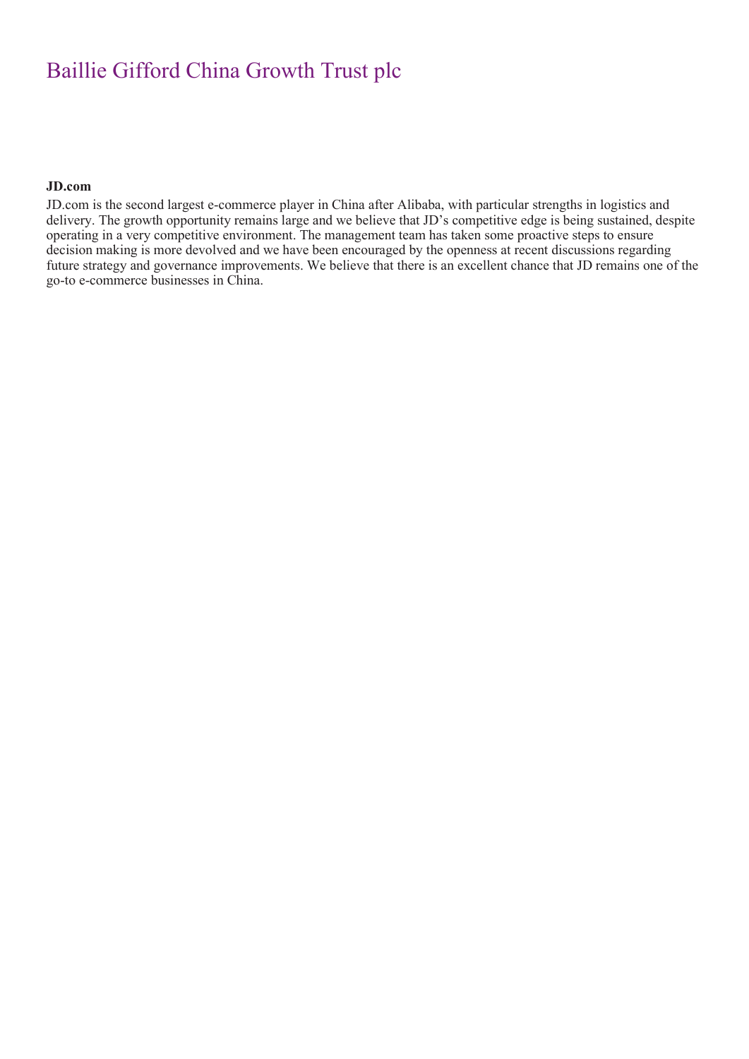**JD.com**

JD.com is the second largest e-commerce player in China after Alibaba, with particular strengths in logistics and delivery. The growth opportunity remains large and we believe that JD's competitive edge is being sustained, despite operating in a very competitive environment. The management team has taken some proactive steps to ensure decision making is more devolved and we have been encouraged by the openness at recent discussions regarding future strategy and governance improvements. We believe that there is an excellent chance that JD remains one of the go-to e-commerce businesses in China.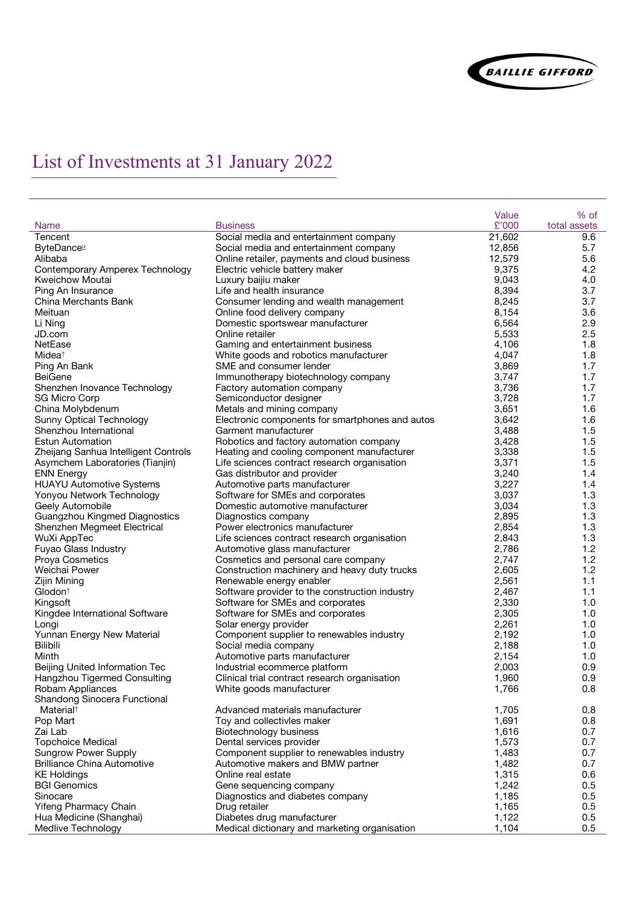# List of Investments at 31 January 2022

| Name | Business | Value £'000 | % of total assets |
|---|---|---|---|
| Tencent | Social media and entertainment company | 21,602 | 9.6 |
| ByteDance^u | Social media and entertainment company | 12,856 | 5.7 |
| Alibaba | Online retailer, payments and cloud business | 12,579 | 5.6 |
| Contemporary Amperex Technology | Electric vehicle battery maker | 9,375 | 4.2 |
| Kweichow Moutai | Luxury baijiu maker | 9,043 | 4.0 |
| Ping An Insurance | Life and health insurance | 8,394 | 3.7 |
| China Merchants Bank | Consumer lending and wealth management | 8,245 | 3.7 |
| Meituan | Online food delivery company | 8,154 | 3.6 |
| Li Ning | Domestic sportswear manufacturer | 6,564 | 2.9 |
| JD.com | Online retailer | 5,533 | 2.5 |
| NetEase | Gaming and entertainment business | 4,106 | 1.8 |
| Midea† | White goods and robotics manufacturer | 4,047 | 1.8 |
| Ping An Bank | SME and consumer lender | 3,869 | 1.7 |
| BeiGene | Immunotherapy biotechnology company | 3,747 | 1.7 |
| Shenzhen Inovance Technology | Factory automation company | 3,736 | 1.7 |
| SG Micro Corp | Semiconductor designer | 3,728 | 1.7 |
| China Molybdenum | Metals and mining company | 3,651 | 1.6 |
| Sunny Optical Technology | Electronic components for smartphones and autos | 3,642 | 1.6 |
| Shenzhou International | Garment manufacturer | 3,488 | 1.5 |
| Estun Automation | Robotics and factory automation company | 3,428 | 1.5 |
| Zhejiang Sanhua Intelligent Controls | Heating and cooling component manufacturer | 3,338 | 1.5 |
| Asymchem Laboratories (Tianjin) | Life sciences contract research organisation | 3,371 | 1.5 |
| ENN Energy | Gas distributor and provider | 3,240 | 1.4 |
| HUAYU Automotive Systems | Automotive parts manufacturer | 3,227 | 1.4 |
| Yonyou Network Technology | Software for SMEs and corporates | 3,037 | 1.3 |
| Geely Automobile | Domestic automotive manufacturer | 3,034 | 1.3 |
| Guangzhou Kingmed Diagnostics | Diagnostics company | 2,895 | 1.3 |
| Shenzhen Megmeet Electrical | Power electronics manufacturer | 2,854 | 1.3 |
| WuXi AppTec | Life sciences contract research organisation | 2,843 | 1.3 |
| Fuyao Glass Industry | Automotive glass manufacturer | 2,786 | 1.2 |
| Proya Cosmetics | Cosmetics and personal care company | 2,747 | 1.2 |
| Weichai Power | Construction machinery and heavy duty trucks | 2,605 | 1.2 |
| Zijin Mining | Renewable energy enabler | 2,561 | 1.1 |
| Glodon† | Software provider to the construction industry | 2,467 | 1.1 |
| Kingsoft | Software for SMEs and corporates | 2,330 | 1.0 |
| Kingdee International Software | Software for SMEs and corporates | 2,305 | 1.0 |
| Longi | Solar energy provider | 2,261 | 1.0 |
| Yunnan Energy New Material | Component supplier to renewables industry | 2,192 | 1.0 |
| Bilibili | Social media company | 2,188 | 1.0 |
| Minth | Automotive parts manufacturer | 2,154 | 1.0 |
| Beijing United Information Tec | Industrial ecommerce platform | 2,003 | 0.9 |
| Hangzhou Tigermed Consulting | Clinical trial contract research organisation | 1,960 | 0.9 |
| Robam Appliances | White goods manufacturer | 1,766 | 0.8 |
| Shandong Sinocera Functional Material† | Advanced materials manufacturer | 1,705 | 0.8 |
| Pop Mart | Toy and collectivles maker | 1,691 | 0.8 |
| Zai Lab | Biotechnology business | 1,616 | 0.7 |
| Topchoice Medical | Dental services provider | 1,573 | 0.7 |
| Sungrow Power Supply | Component supplier to renewables industry | 1,483 | 0.7 |
| Brilliance China Automotive | Automotive makers and BMW partner | 1,482 | 0.7 |
| KE Holdings | Online real estate | 1,315 | 0.6 |
| BGI Genomics | Gene sequencing company | 1,242 | 0.5 |
| Sinocare | Diagnostics and diabetes company | 1,185 | 0.5 |
| Yifeng Pharmacy Chain | Drug retailer | 1,165 | 0.5 |
| Hua Medicine (Shanghai) | Diabetes drug manufacturer | 1,122 | 0.5 |
| Medlive Technology | Medical dictionary and marketing organisation | 1,104 | 0.5 |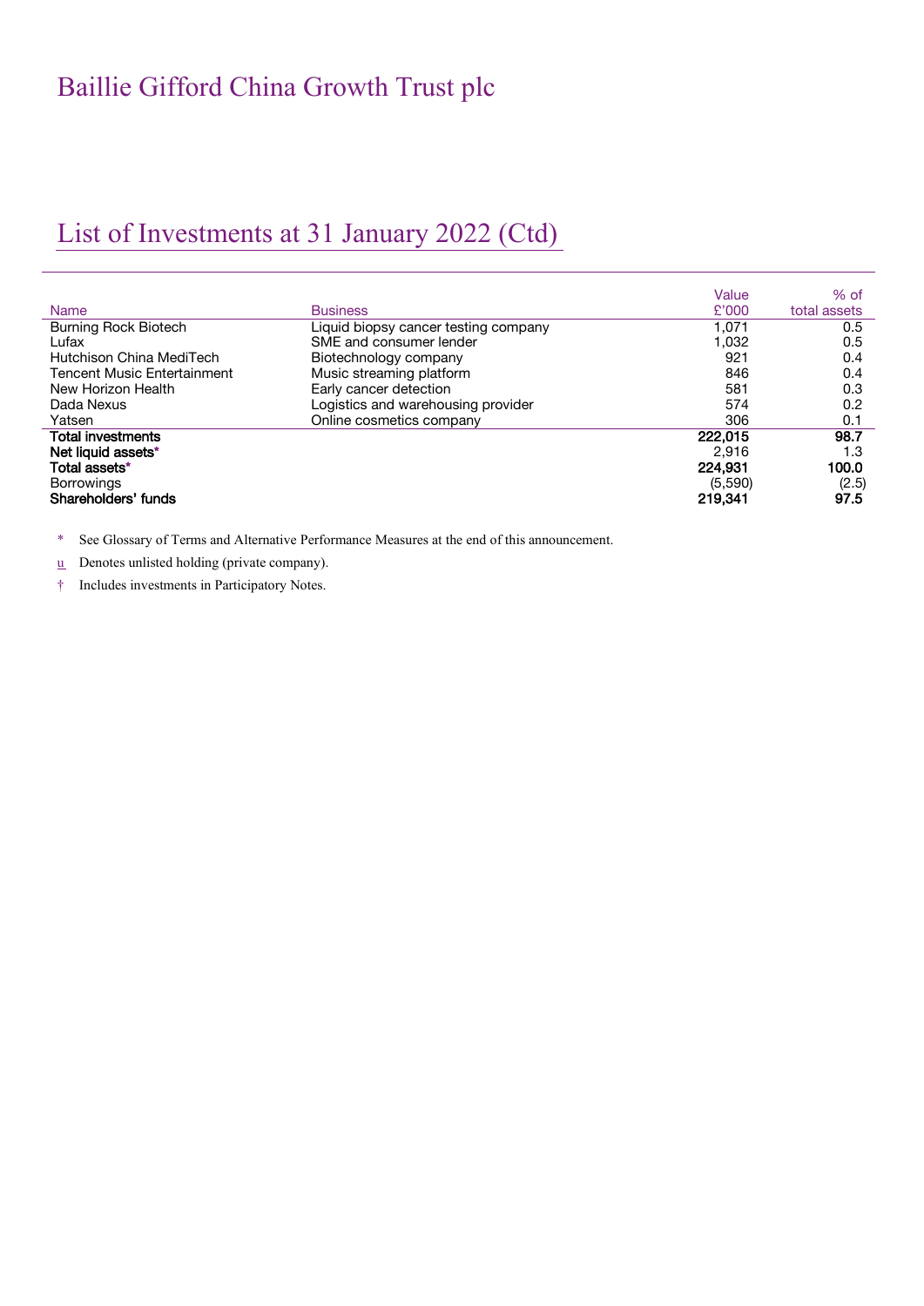# Baillie Gifford China Growth Trust plc

## List of Investments at 31 January 2022 (Ctd)

| Name | Business | Value £'000 | % of total assets |
|---|---|---|---|
| Burning Rock Biotech | Liquid biopsy cancer testing company | 1,071 | 0.5 |
| Lufax | SME and consumer lender | 1,032 | 0.5 |
| Hutchison China MediTech | Biotechnology company | 921 | 0.4 |
| Tencent Music Entertainment | Music streaming platform | 846 | 0.4 |
| New Horizon Health | Early cancer detection | 581 | 0.3 |
| Dada Nexus | Logistics and warehousing provider | 574 | 0.2 |
| Yatsen | Online cosmetics company | 306 | 0.1 |
| **Total investments** | | **222,015** | **98.7** |
| **Net liquid assets*** | | 2,916 | 1.3 |
| **Total assets*** | | **224,931** | **100.0** |
| Borrowings | | (5,590) | (2.5) |
| **Shareholders' funds** | | **219,341** | **97.5** |

\* See Glossary of Terms and Alternative Performance Measures at the end of this announcement.

u Denotes unlisted holding (private company).

† Includes investments in Participatory Notes.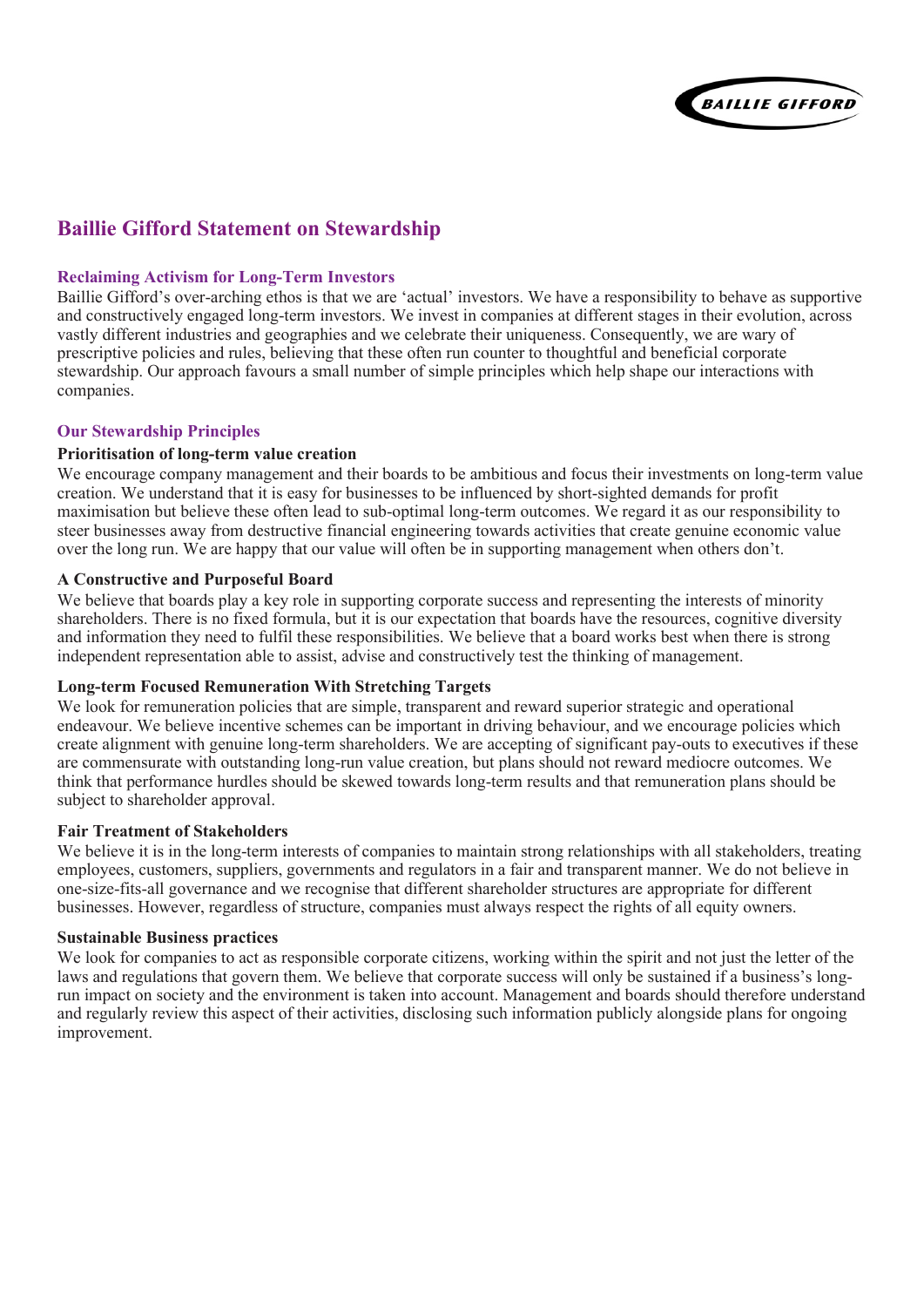# Baillie Gifford Statement on Stewardship

## Reclaiming Activism for Long-Term Investors

Baillie Gifford's over-arching ethos is that we are 'actual' investors. We have a responsibility to behave as supportive and constructively engaged long-term investors. We invest in companies at different stages in their evolution, across vastly different industries and geographies and we celebrate their uniqueness. Consequently, we are wary of prescriptive policies and rules, believing that these often run counter to thoughtful and beneficial corporate stewardship. Our approach favours a small number of simple principles which help shape our interactions with companies.

## Our Stewardship Principles

### Prioritisation of long-term value creation

We encourage company management and their boards to be ambitious and focus their investments on long-term value creation. We understand that it is easy for businesses to be influenced by short-sighted demands for profit maximisation but believe these often lead to sub-optimal long-term outcomes. We regard it as our responsibility to steer businesses away from destructive financial engineering towards activities that create genuine economic value over the long run. We are happy that our value will often be in supporting management when others don't.

### A Constructive and Purposeful Board

We believe that boards play a key role in supporting corporate success and representing the interests of minority shareholders. There is no fixed formula, but it is our expectation that boards have the resources, cognitive diversity and information they need to fulfil these responsibilities. We believe that a board works best when there is strong independent representation able to assist, advise and constructively test the thinking of management.

### Long-term Focused Remuneration With Stretching Targets

We look for remuneration policies that are simple, transparent and reward superior strategic and operational endeavour. We believe incentive schemes can be important in driving behaviour, and we encourage policies which create alignment with genuine long-term shareholders. We are accepting of significant pay-outs to executives if these are commensurate with outstanding long-run value creation, but plans should not reward mediocre outcomes. We think that performance hurdles should be skewed towards long-term results and that remuneration plans should be subject to shareholder approval.

### Fair Treatment of Stakeholders

We believe it is in the long-term interests of companies to maintain strong relationships with all stakeholders, treating employees, customers, suppliers, governments and regulators in a fair and transparent manner. We do not believe in one-size-fits-all governance and we recognise that different shareholder structures are appropriate for different businesses. However, regardless of structure, companies must always respect the rights of all equity owners.

### Sustainable Business practices

We look for companies to act as responsible corporate citizens, working within the spirit and not just the letter of the laws and regulations that govern them. We believe that corporate success will only be sustained if a business's long-run impact on society and the environment is taken into account. Management and boards should therefore understand and regularly review this aspect of their activities, disclosing such information publicly alongside plans for ongoing improvement.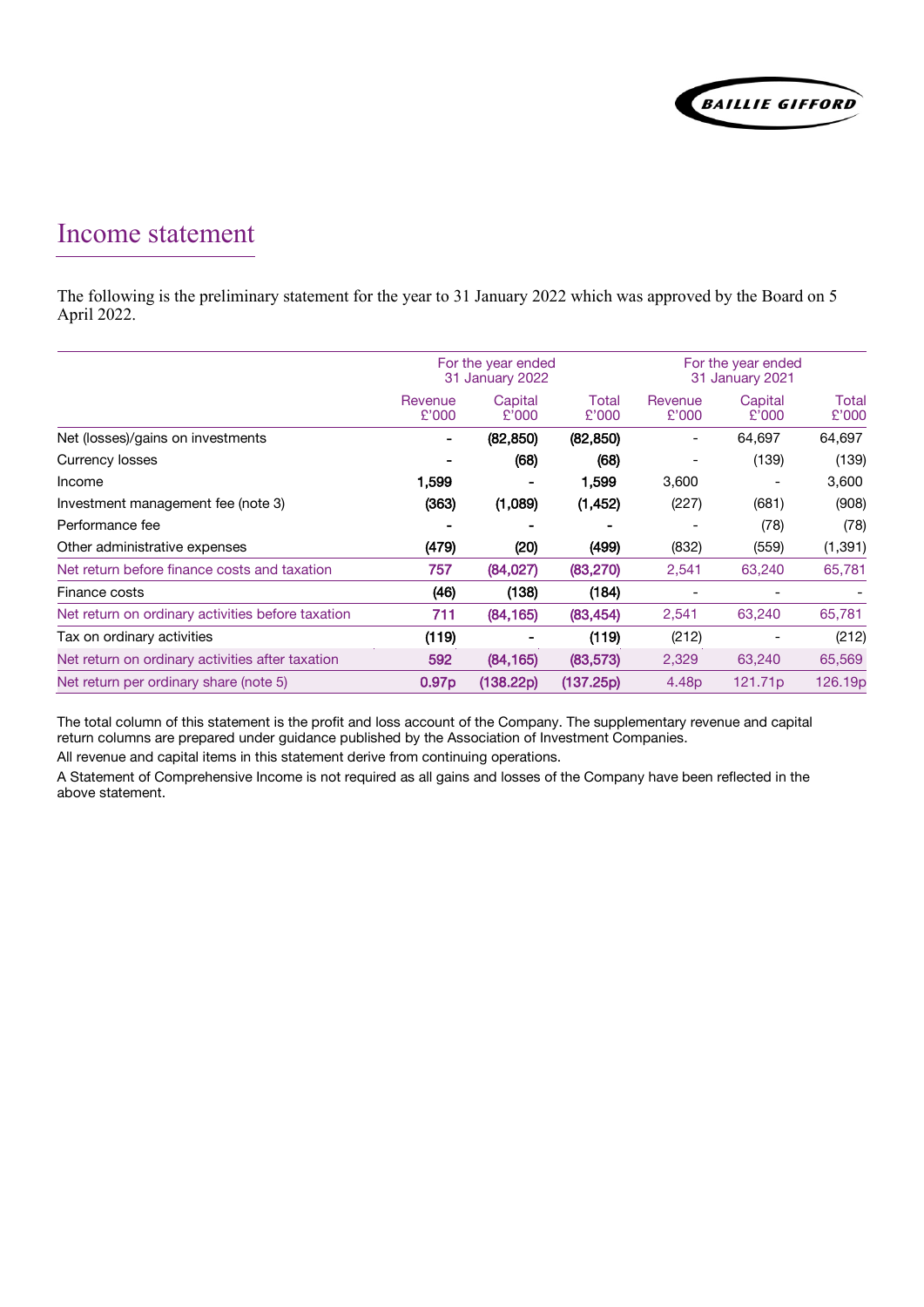# Income statement

The following is the preliminary statement for the year to 31 January 2022 which was approved by the Board on 5 April 2022.

| | For the year ended 31 January 2022 | | | For the year ended 31 January 2021 | | |
|---|---|---|---|---|---|---|
| | Revenue £'000 | Capital £'000 | Total £'000 | Revenue £'000 | Capital £'000 | Total £'000 |
| Net (losses)/gains on investments | - | (82,850) | (82,850) | - | 64,697 | 64,697 |
| Currency losses | - | (68) | (68) | - | (139) | (139) |
| Income | 1,599 | - | 1,599 | 3,600 | - | 3,600 |
| Investment management fee (note 3) | (363) | (1,089) | (1,452) | (227) | (681) | (908) |
| Performance fee | - | - | - | - | (78) | (78) |
| Other administrative expenses | (479) | (20) | (499) | (832) | (559) | (1,391) |
| Net return before finance costs and taxation | 757 | (84,027) | (83,270) | 2,541 | 63,240 | 65,781 |
| Finance costs | (46) | (138) | (184) | - | - | - |
| Net return on ordinary activities before taxation | 711 | (84,165) | (83,454) | 2,541 | 63,240 | 65,781 |
| Tax on ordinary activities | (119) | - | (119) | (212) | - | (212) |
| Net return on ordinary activities after taxation | 592 | (84,165) | (83,573) | 2,329 | 63,240 | 65,569 |
| Net return per ordinary share (note 5) | 0.97p | (138.22p) | (137.25p) | 4.48p | 121.71p | 126.19p |

The total column of this statement is the profit and loss account of the Company. The supplementary revenue and capital return columns are prepared under guidance published by the Association of Investment Companies.

All revenue and capital items in this statement derive from continuing operations.

A Statement of Comprehensive Income is not required as all gains and losses of the Company have been reflected in the above statement.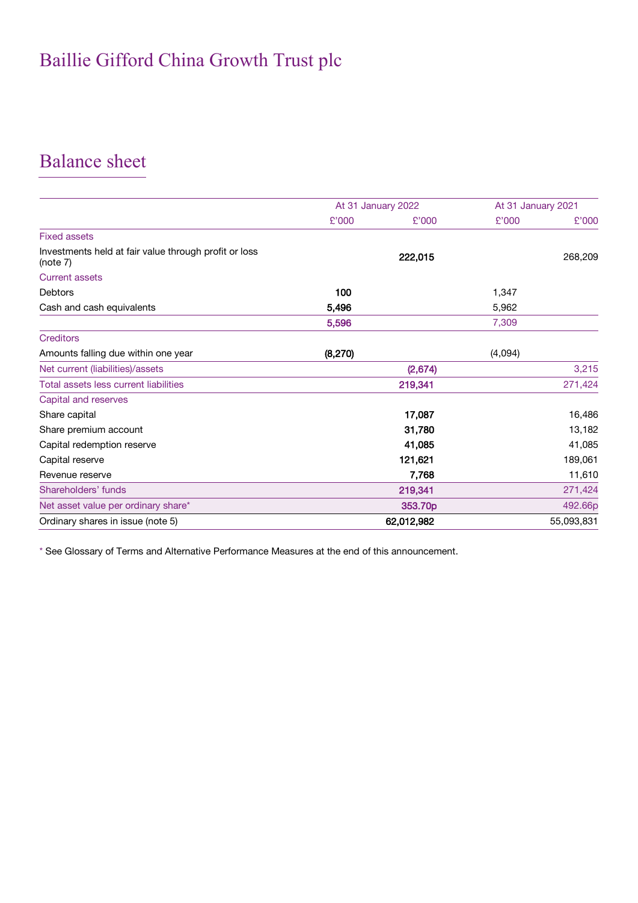# Baillie Gifford China Growth Trust plc

## Balance sheet

| | At 31 January 2022 | | At 31 January 2021 | |
|---|---|---|---|---|
| | £'000 | £'000 | £'000 | £'000 |
| Fixed assets | | | | |
| Investments held at fair value through profit or loss (note 7) | | **222,015** | | 268,209 |
| Current assets | | | | |
| Debtors | **100** | | 1,347 | |
| Cash and cash equivalents | **5,496** | | 5,962 | |
| | **5,596** | | 7,309 | |
| Creditors | | | | |
| Amounts falling due within one year | **(8,270)** | | (4,094) | |
| Net current (liabilities)/assets | | **(2,674)** | | 3,215 |
| Total assets less current liabilities | | **219,341** | | 271,424 |
| Capital and reserves | | | | |
| Share capital | | **17,087** | | 16,486 |
| Share premium account | | **31,780** | | 13,182 |
| Capital redemption reserve | | **41,085** | | 41,085 |
| Capital reserve | | **121,621** | | 189,061 |
| Revenue reserve | | **7,768** | | 11,610 |
| Shareholders' funds | | **219,341** | | 271,424 |
| Net asset value per ordinary share* | | **353.70p** | | 492.66p |
| Ordinary shares in issue (note 5) | | **62,012,982** | | 55,093,831 |

* See Glossary of Terms and Alternative Performance Measures at the end of this announcement.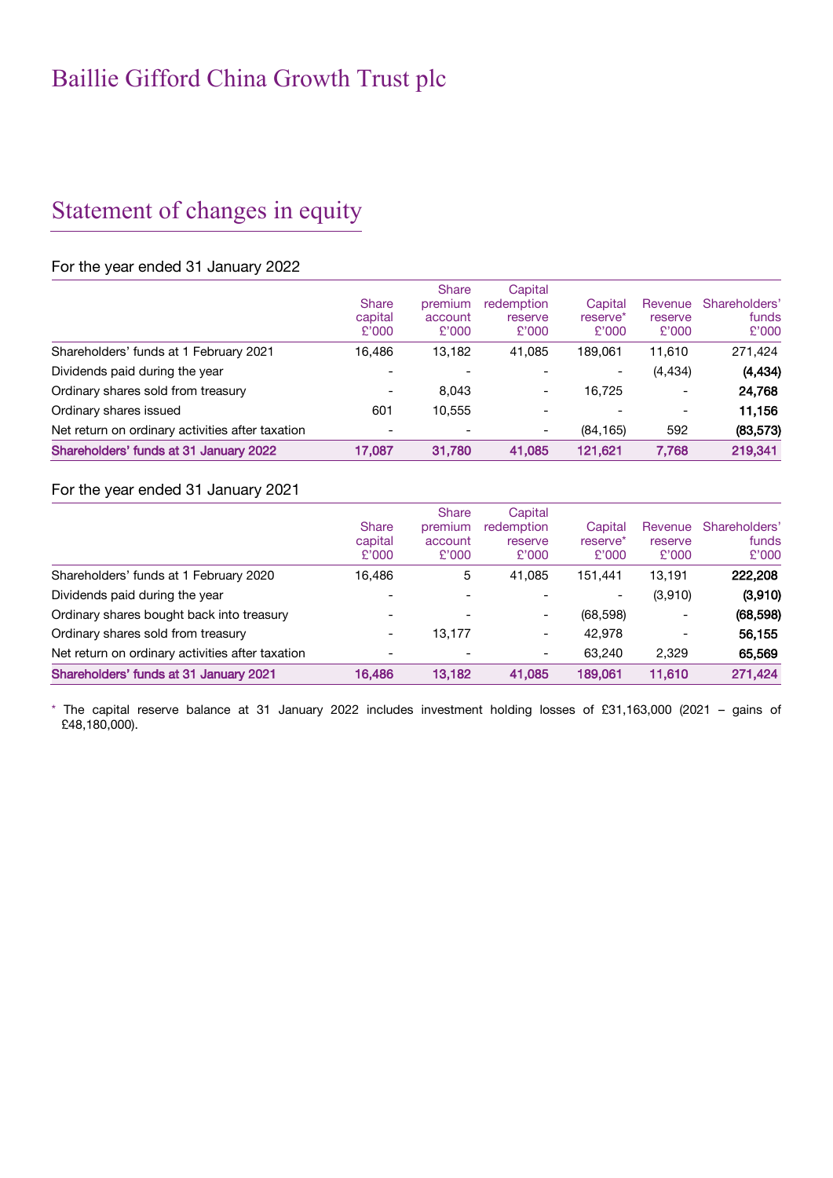# Baillie Gifford China Growth Trust plc

## Statement of changes in equity

### For the year ended 31 January 2022

| | Share capital £'000 | Share premium account £'000 | Capital redemption reserve £'000 | Capital reserve* £'000 | Revenue reserve £'000 | Shareholders' funds £'000 |
|---|---|---|---|---|---|---|
| Shareholders' funds at 1 February 2021 | 16,486 | 13,182 | 41,085 | 189,061 | 11,610 | 271,424 |
| Dividends paid during the year | - | - | - | - | (4,434) | **(4,434)** |
| Ordinary shares sold from treasury | - | 8,043 | - | 16,725 | - | **24,768** |
| Ordinary shares issued | 601 | 10,555 | - | - | - | **11,156** |
| Net return on ordinary activities after taxation | - | - | - | (84,165) | 592 | **(83,573)** |
| **Shareholders' funds at 31 January 2022** | **17,087** | **31,780** | **41,085** | **121,621** | **7,768** | **219,341** |

### For the year ended 31 January 2021

| | Share capital £'000 | Share premium account £'000 | Capital redemption reserve £'000 | Capital reserve* £'000 | Revenue reserve £'000 | Shareholders' funds £'000 |
|---|---|---|---|---|---|---|
| Shareholders' funds at 1 February 2020 | 16,486 | 5 | 41,085 | 151,441 | 13,191 | **222,208** |
| Dividends paid during the year | - | - | - | - | (3,910) | **(3,910)** |
| Ordinary shares bought back into treasury | - | - | - | (68,598) | - | **(68,598)** |
| Ordinary shares sold from treasury | - | 13,177 | - | 42,978 | - | **56,155** |
| Net return on ordinary activities after taxation | - | - | - | 63,240 | 2,329 | **65,569** |
| **Shareholders' funds at 31 January 2021** | **16,486** | **13,182** | **41,085** | **189,061** | **11,610** | **271,424** |

\* The capital reserve balance at 31 January 2022 includes investment holding losses of £31,163,000 (2021 – gains of £48,180,000).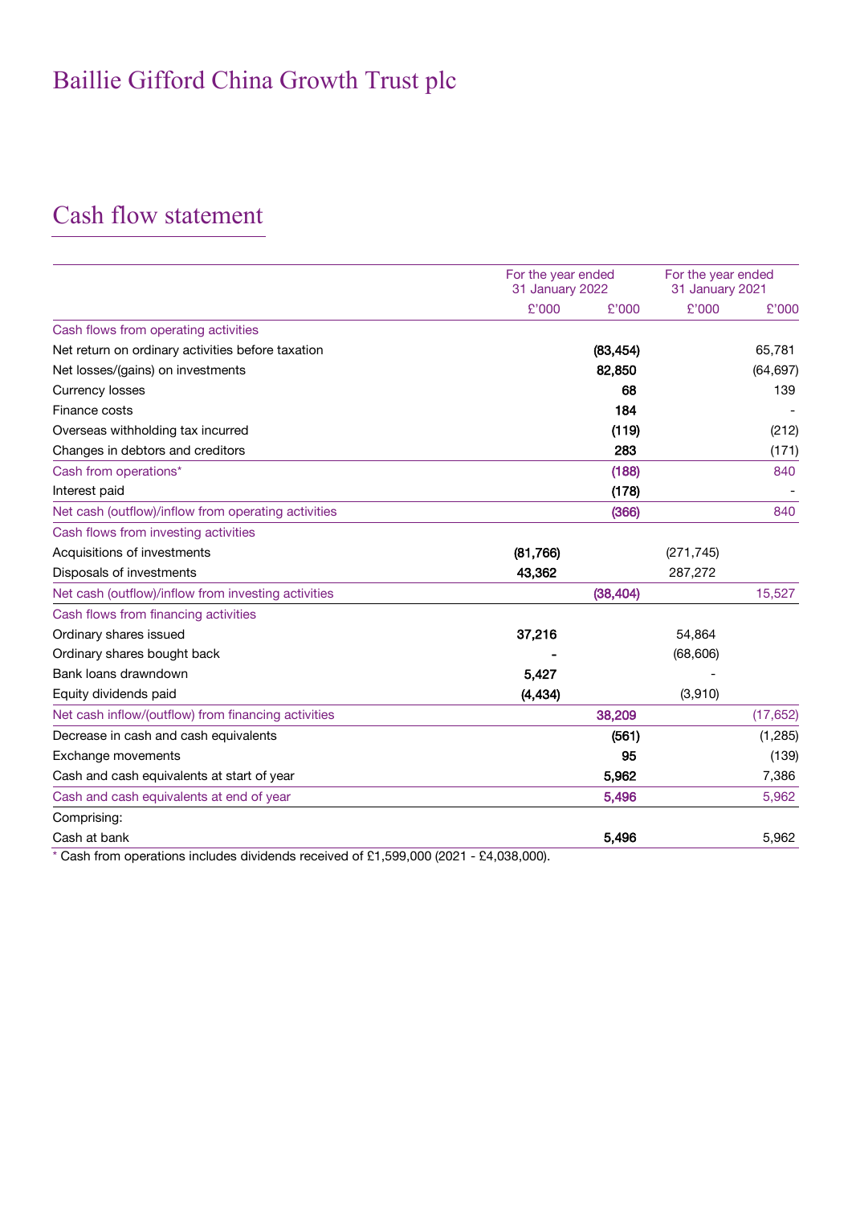# Baillie Gifford China Growth Trust plc

## Cash flow statement

| | For the year ended 31 January 2022 | | For the year ended 31 January 2021 | |
|---|---|---|---|---|
| | £'000 | £'000 | £'000 | £'000 |
| **Cash flows from operating activities** | | | | |
| Net return on ordinary activities before taxation | | (83,454) | | 65,781 |
| Net losses/(gains) on investments | | 82,850 | | (64,697) |
| Currency losses | | 68 | | 139 |
| Finance costs | | 184 | | - |
| Overseas withholding tax incurred | | (119) | | (212) |
| Changes in debtors and creditors | | 283 | | (171) |
| Cash from operations* | | (188) | | 840 |
| Interest paid | | (178) | | - |
| Net cash (outflow)/inflow from operating activities | | (366) | | 840 |
| **Cash flows from investing activities** | | | | |
| Acquisitions of investments | (81,766) | | (271,745) | |
| Disposals of investments | 43,362 | | 287,272 | |
| Net cash (outflow)/inflow from investing activities | | (38,404) | | 15,527 |
| **Cash flows from financing activities** | | | | |
| Ordinary shares issued | 37,216 | | 54,864 | |
| Ordinary shares bought back | - | | (68,606) | |
| Bank loans drawndown | 5,427 | | - | |
| Equity dividends paid | (4,434) | | (3,910) | |
| Net cash inflow/(outflow) from financing activities | | 38,209 | | (17,652) |
| Decrease in cash and cash equivalents | | (561) | | (1,285) |
| Exchange movements | | 95 | | (139) |
| Cash and cash equivalents at start of year | | 5,962 | | 7,386 |
| Cash and cash equivalents at end of year | | 5,496 | | 5,962 |
| Comprising: | | | | |
| Cash at bank | | 5,496 | | 5,962 |

* Cash from operations includes dividends received of £1,599,000 (2021 - £4,038,000).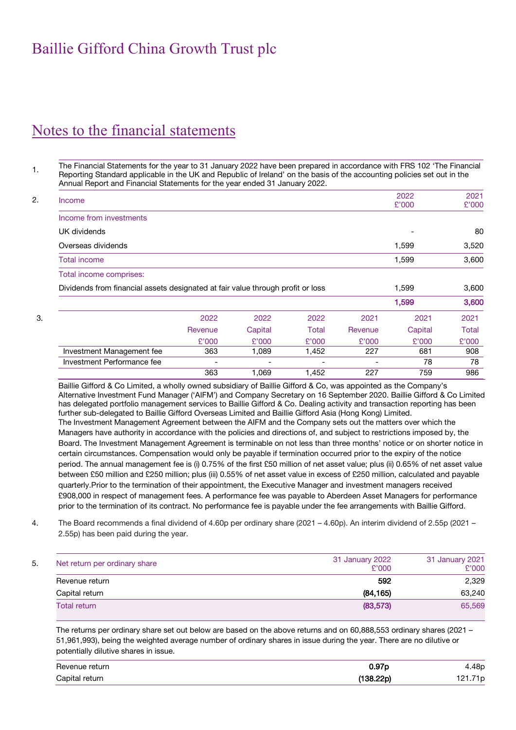# Baillie Gifford China Growth Trust plc

## Notes to the financial statements

1. The Financial Statements for the year to 31 January 2022 have been prepared in accordance with FRS 102 'The Financial Reporting Standard applicable in the UK and Republic of Ireland' on the basis of the accounting policies set out in the Annual Report and Financial Statements for the year ended 31 January 2022.

2.

| Income | 2022 £'000 | 2021 £'000 |
|---|---|---|
| Income from investments | | |
| UK dividends | - | 80 |
| Overseas dividends | 1,599 | 3,520 |
| Total income | 1,599 | 3,600 |
| Total income comprises: | | |
| Dividends from financial assets designated at fair value through profit or loss | 1,599 | 3,600 |
| | **1,599** | **3,600** |

3.

| | 2022 Revenue £'000 | 2022 Capital £'000 | 2022 Total £'000 | 2021 Revenue £'000 | 2021 Capital £'000 | 2021 Total £'000 |
|---|---|---|---|---|---|---|
| Investment Management fee | 363 | 1,089 | 1,452 | 227 | 681 | 908 |
| Investment Performance fee | - | - | - | - | 78 | 78 |
| | 363 | 1,069 | 1,452 | 227 | 759 | 986 |

Baillie Gifford & Co Limited, a wholly owned subsidiary of Baillie Gifford & Co, was appointed as the Company's Alternative Investment Fund Manager ('AIFM') and Company Secretary on 16 September 2020. Baillie Gifford & Co Limited has delegated portfolio management services to Baillie Gifford & Co. Dealing activity and transaction reporting has been further sub-delegated to Baillie Gifford Overseas Limited and Baillie Gifford Asia (Hong Kong) Limited.
The Investment Management Agreement between the AIFM and the Company sets out the matters over which the Managers have authority in accordance with the policies and directions of, and subject to restrictions imposed by, the Board. The Investment Management Agreement is terminable on not less than three months' notice or on shorter notice in certain circumstances. Compensation would only be payable if termination occurred prior to the expiry of the notice period. The annual management fee is (i) 0.75% of the first £50 million of net asset value; plus (ii) 0.65% of net asset value between £50 million and £250 million; plus (iii) 0.55% of net asset value in excess of £250 million, calculated and payable quarterly.Prior to the termination of their appointment, the Executive Manager and investment managers received £908,000 in respect of management fees. A performance fee was payable to Aberdeen Asset Managers for performance prior to the termination of its contract. No performance fee is payable under the fee arrangements with Baillie Gifford.

4. The Board recommends a final dividend of 4.60p per ordinary share (2021 – 4.60p). An interim dividend of 2.55p (2021 – 2.55p) has been paid during the year.

5.

| Net return per ordinary share | 31 January 2022 £'000 | 31 January 2021 £'000 |
|---|---|---|
| Revenue return | **592** | 2,329 |
| Capital return | **(84,165)** | 63,240 |
| Total return | **(83,573)** | 65,569 |

The returns per ordinary share set out below are based on the above returns and on 60,888,553 ordinary shares (2021 – 51,961,993), being the weighted average number of ordinary shares in issue during the year. There are no dilutive or potentially dilutive shares in issue.

| | | |
|---|---|---|
| Revenue return | **0.97p** | 4.48p |
| Capital return | **(138.22p)** | 121.71p |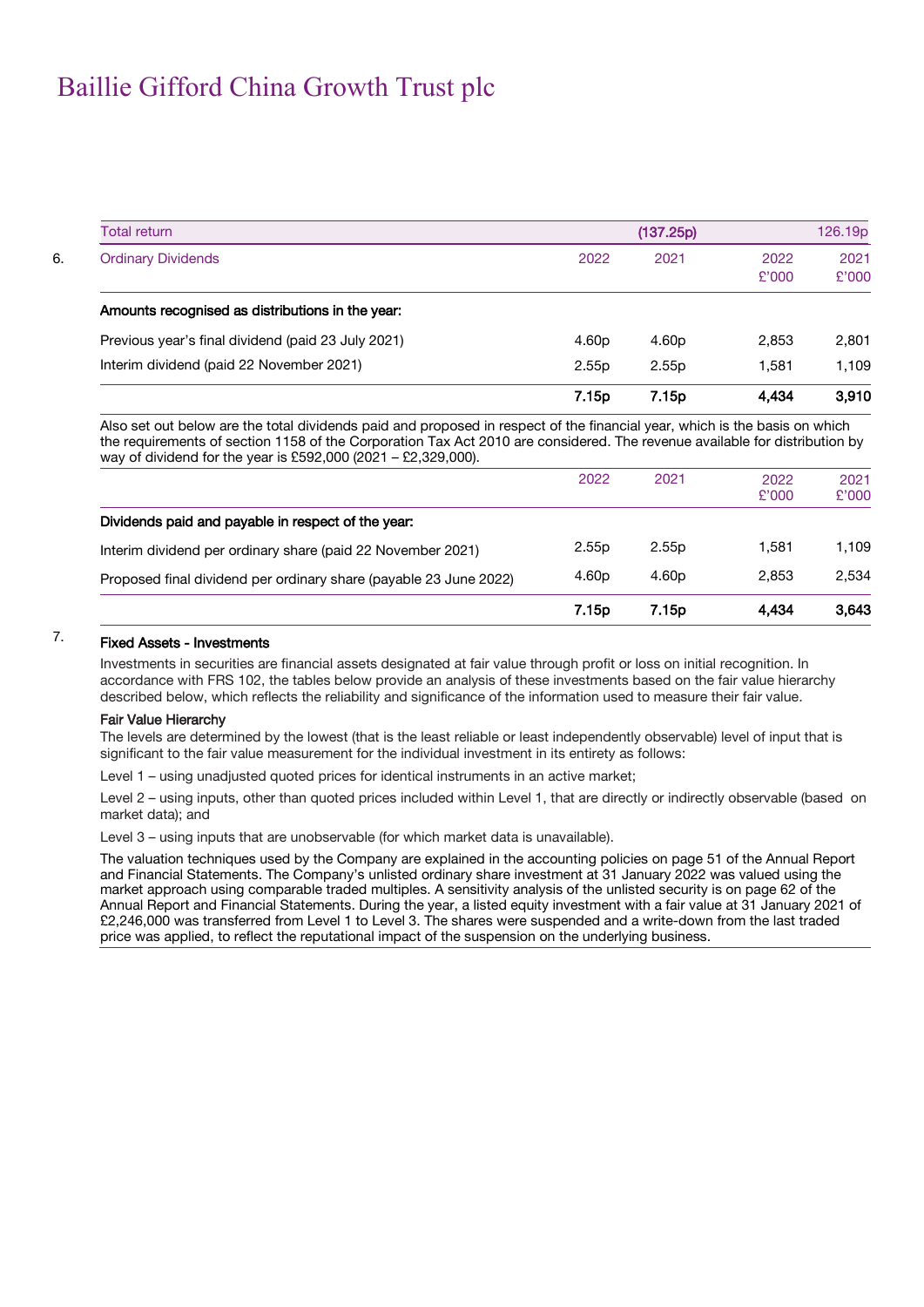# Baillie Gifford China Growth Trust plc

| Total return | | (137.25p) | | 126.19p |
|---|---|---|---|---|

6. 

| Ordinary Dividends | 2022 | 2021 | 2022 £'000 | 2021 £'000 |
|---|---|---|---|---|
| **Amounts recognised as distributions in the year:** | | | | |
| Previous year's final dividend (paid 23 July 2021) | 4.60p | 4.60p | 2,853 | 2,801 |
| Interim dividend (paid 22 November 2021) | 2.55p | 2.55p | 1,581 | 1,109 |
| | **7.15p** | **7.15p** | **4,434** | **3,910** |

Also set out below are the total dividends paid and proposed in respect of the financial year, which is the basis on which the requirements of section 1158 of the Corporation Tax Act 2010 are considered. The revenue available for distribution by way of dividend for the year is £592,000 (2021 – £2,329,000).

| | 2022 | 2021 | 2022 £'000 | 2021 £'000 |
|---|---|---|---|---|
| **Dividends paid and payable in respect of the year:** | | | | |
| Interim dividend per ordinary share (paid 22 November 2021) | 2.55p | 2.55p | 1,581 | 1,109 |
| Proposed final dividend per ordinary share (payable 23 June 2022) | 4.60p | 4.60p | 2,853 | 2,534 |
| | **7.15p** | **7.15p** | **4,434** | **3,643** |

7. **Fixed Assets - Investments**

Investments in securities are financial assets designated at fair value through profit or loss on initial recognition. In accordance with FRS 102, the tables below provide an analysis of these investments based on the fair value hierarchy described below, which reflects the reliability and significance of the information used to measure their fair value.

**Fair Value Hierarchy**

The levels are determined by the lowest (that is the least reliable or least independently observable) level of input that is significant to the fair value measurement for the individual investment in its entirety as follows:

Level 1 – using unadjusted quoted prices for identical instruments in an active market;

Level 2 – using inputs, other than quoted prices included within Level 1, that are directly or indirectly observable (based on market data); and

Level 3 – using inputs that are unobservable (for which market data is unavailable).

The valuation techniques used by the Company are explained in the accounting policies on page 51 of the Annual Report and Financial Statements. The Company's unlisted ordinary share investment at 31 January 2022 was valued using the market approach using comparable traded multiples. A sensitivity analysis of the unlisted security is on page 62 of the Annual Report and Financial Statements. During the year, a listed equity investment with a fair value at 31 January 2021 of £2,246,000 was transferred from Level 1 to Level 3. The shares were suspended and a write-down from the last traded price was applied, to reflect the reputational impact of the suspension on the underlying business.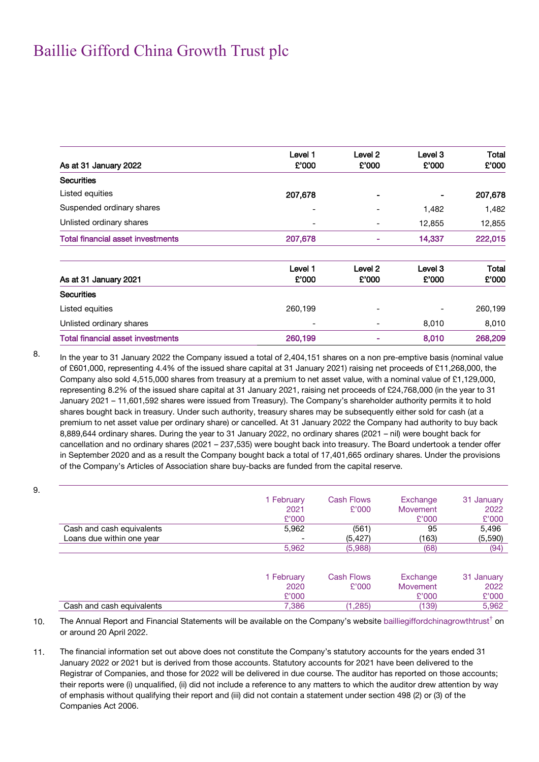| As at 31 January 2022 | Level 1 £'000 | Level 2 £'000 | Level 3 £'000 | Total £'000 |
|---|---|---|---|---|
| **Securities** | | | | |
| Listed equities | 207,678 | - | - | 207,678 |
| Suspended ordinary shares | - | - | 1,482 | 1,482 |
| Unlisted ordinary shares | - | - | 12,855 | 12,855 |
| **Total financial asset investments** | **207,678** | **-** | **14,337** | **222,015** |

| As at 31 January 2021 | Level 1 £'000 | Level 2 £'000 | Level 3 £'000 | Total £'000 |
|---|---|---|---|---|
| **Securities** | | | | |
| Listed equities | 260,199 | - | - | 260,199 |
| Unlisted ordinary shares | - | - | 8,010 | 8,010 |
| **Total financial asset investments** | **260,199** | **-** | **8,010** | **268,209** |

8. In the year to 31 January 2022 the Company issued a total of 2,404,151 shares on a non pre-emptive basis (nominal value of £601,000, representing 4.4% of the issued share capital at 31 January 2021) raising net proceeds of £11,268,000, the Company also sold 4,515,000 shares from treasury at a premium to net asset value, with a nominal value of £1,129,000, representing 8.2% of the issued share capital at 31 January 2021, raising net proceeds of £24,768,000 (in the year to 31 January 2021 – 11,601,592 shares were issued from Treasury). The Company's shareholder authority permits it to hold shares bought back in treasury. Under such authority, treasury shares may be subsequently either sold for cash (at a premium to net asset value per ordinary share) or cancelled. At 31 January 2022 the Company had authority to buy back 8,889,644 ordinary shares. During the year to 31 January 2022, no ordinary shares (2021 – nil) were bought back for cancellation and no ordinary shares (2021 – 237,535) were bought back into treasury. The Board undertook a tender offer in September 2020 and as a result the Company bought back a total of 17,401,665 ordinary shares. Under the provisions of the Company's Articles of Association share buy-backs are funded from the capital reserve.

9.

| | 1 February 2021 £'000 | Cash Flows £'000 | Exchange Movement £'000 | 31 January 2022 £'000 |
|---|---|---|---|---|
| Cash and cash equivalents | 5,962 | (561) | 95 | 5,496 |
| Loans due within one year | - | (5,427) | (163) | (5,590) |
| | 5,962 | (5,988) | (68) | (94) |

| | 1 February 2020 £'000 | Cash Flows £'000 | Exchange Movement £'000 | 31 January 2022 £'000 |
|---|---|---|---|---|
| Cash and cash equivalents | 7,386 | (1,285) | (139) | 5,962 |

10. The Annual Report and Financial Statements will be available on the Company's website bailliegiffordchinagrowthtrust† on or around 20 April 2022.

11. The financial information set out above does not constitute the Company's statutory accounts for the years ended 31 January 2022 or 2021 but is derived from those accounts. Statutory accounts for 2021 have been delivered to the Registrar of Companies, and those for 2022 will be delivered in due course. The auditor has reported on those accounts; their reports were (i) unqualified, (ii) did not include a reference to any matters to which the auditor drew attention by way of emphasis without qualifying their report and (iii) did not contain a statement under section 498 (2) or (3) of the Companies Act 2006.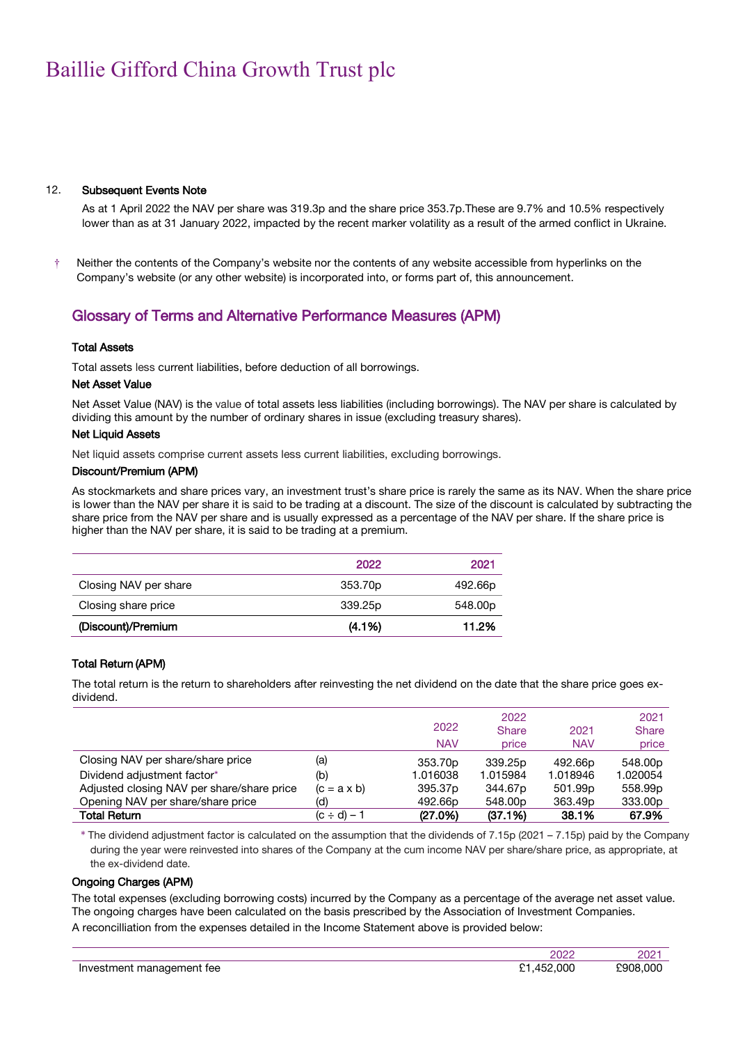# Baillie Gifford China Growth Trust plc

12. **Subsequent Events Note**

As at 1 April 2022 the NAV per share was 319.3p and the share price 353.7p.These are 9.7% and 10.5% respectively lower than as at 31 January 2022, impacted by the recent marker volatility as a result of the armed conflict in Ukraine.

† Neither the contents of the Company's website nor the contents of any website accessible from hyperlinks on the Company's website (or any other website) is incorporated into, or forms part of, this announcement.

## Glossary of Terms and Alternative Performance Measures (APM)

**Total Assets**

Total assets less current liabilities, before deduction of all borrowings.

**Net Asset Value**

Net Asset Value (NAV) is the value of total assets less liabilities (including borrowings). The NAV per share is calculated by dividing this amount by the number of ordinary shares in issue (excluding treasury shares).

**Net Liquid Assets**

Net liquid assets comprise current assets less current liabilities, excluding borrowings.

**Discount/Premium (APM)**

As stockmarkets and share prices vary, an investment trust's share price is rarely the same as its NAV. When the share price is lower than the NAV per share it is said to be trading at a discount. The size of the discount is calculated by subtracting the share price from the NAV per share and is usually expressed as a percentage of the NAV per share. If the share price is higher than the NAV per share, it is said to be trading at a premium.

| | 2022 | 2021 |
|---|---|---|
| Closing NAV per share | 353.70p | 492.66p |
| Closing share price | 339.25p | 548.00p |
| **(Discount)/Premium** | **(4.1%)** | **11.2%** |

**Total Return (APM)**

The total return is the return to shareholders after reinvesting the net dividend on the date that the share price goes ex-dividend.

| | | 2022 NAV | 2022 Share price | 2021 NAV | 2021 Share price |
|---|---|---|---|---|---|
| Closing NAV per share/share price | (a) | 353.70p | 339.25p | 492.66p | 548.00p |
| Dividend adjustment factor* | (b) | 1.016038 | 1.015984 | 1.018946 | 1.020054 |
| Adjusted closing NAV per share/share price | (c = a x b) | 395.37p | 344.67p | 501.99p | 558.99p |
| Opening NAV per share/share price | (d) | 492.66p | 548.00p | 363.49p | 333.00p |
| **Total Return** | (c ÷ d) – 1 | **(27.0%)** | **(37.1%)** | **38.1%** | **67.9%** |

\* The dividend adjustment factor is calculated on the assumption that the dividends of 7.15p (2021 – 7.15p) paid by the Company during the year were reinvested into shares of the Company at the cum income NAV per share/share price, as appropriate, at the ex-dividend date.

**Ongoing Charges (APM)**

The total expenses (excluding borrowing costs) incurred by the Company as a percentage of the average net asset value. The ongoing charges have been calculated on the basis prescribed by the Association of Investment Companies.

A reconcilliation from the expenses detailed in the Income Statement above is provided below:

| | 2022 | 2021 |
|---|---|---|
| Investment management fee | £1,452,000 | £908,000 |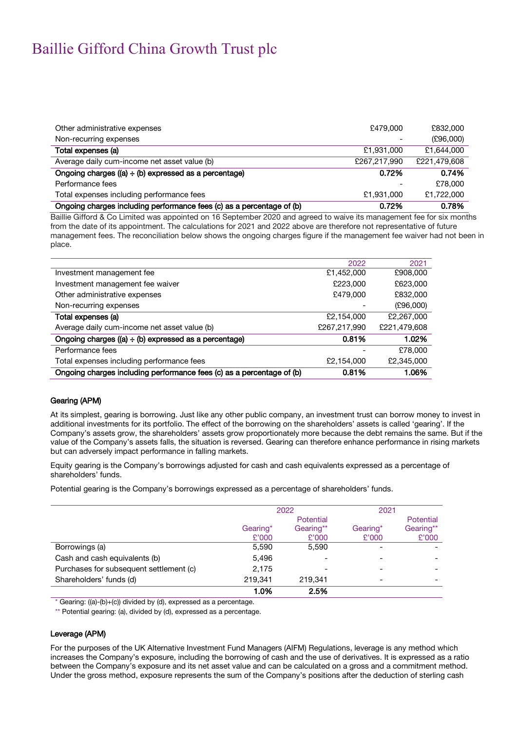# Baillie Gifford China Growth Trust plc

| | | |
|---|---|---|
| Other administrative expenses | £479,000 | £832,000 |
| Non-recurring expenses | - | (£96,000) |
| **Total expenses (a)** | £1,931,000 | £1,644,000 |
| Average daily cum-income net asset value (b) | £267,217,990 | £221,479,608 |
| **Ongoing charges ((a) ÷ (b) expressed as a percentage)** | **0.72%** | **0.74%** |
| Performance fees | - | £78,000 |
| Total expenses including performance fees | £1,931,000 | £1,722,000 |
| **Ongoing charges including performance fees (c) as a percentage of (b)** | **0.72%** | **0.78%** |

Baillie Gifford & Co Limited was appointed on 16 September 2020 and agreed to waive its management fee for six months from the date of its appointment. The calculations for 2021 and 2022 above are therefore not representative of future management fees. The reconciliation below shows the ongoing charges figure if the management fee waiver had not been in place.

| | 2022 | 2021 |
|---|---|---|
| Investment management fee | £1,452,000 | £908,000 |
| Investment management fee waiver | £223,000 | £623,000 |
| Other administrative expenses | £479,000 | £832,000 |
| Non-recurring expenses | - | (£96,000) |
| **Total expenses (a)** | £2,154,000 | £2,267,000 |
| Average daily cum-income net asset value (b) | £267,217,990 | £221,479,608 |
| **Ongoing charges ((a) ÷ (b) expressed as a percentage)** | **0.81%** | **1.02%** |
| Performance fees | - | £78,000 |
| Total expenses including performance fees | £2,154,000 | £2,345,000 |
| **Ongoing charges including performance fees (c) as a percentage of (b)** | **0.81%** | **1.06%** |

### Gearing (APM)

At its simplest, gearing is borrowing. Just like any other public company, an investment trust can borrow money to invest in additional investments for its portfolio. The effect of the borrowing on the shareholders' assets is called 'gearing'. If the Company's assets grow, the shareholders' assets grow proportionately more because the debt remains the same. But if the value of the Company's assets falls, the situation is reversed. Gearing can therefore enhance performance in rising markets but can adversely impact performance in falling markets.

Equity gearing is the Company's borrowings adjusted for cash and cash equivalents expressed as a percentage of shareholders' funds.

Potential gearing is the Company's borrowings expressed as a percentage of shareholders' funds.

| | 2022 | | 2021 | |
|---|---|---|---|---|
| | Gearing* £'000 | Potential Gearing** £'000 | Gearing* £'000 | Potential Gearing** £'000 |
| Borrowings (a) | 5,590 | 5,590 | - | - |
| Cash and cash equivalents (b) | 5,496 | - | - | - |
| Purchases for subsequent settlement (c) | 2,175 | - | - | - |
| Shareholders' funds (d) | 219,341 | 219,341 | - | - |
| | **1.0%** | **2.5%** | | |

\* Gearing: ((a)-(b)+(c)) divided by (d), expressed as a percentage.

\** Potential gearing: (a), divided by (d), expressed as a percentage.

### Leverage (APM)

For the purposes of the UK Alternative Investment Fund Managers (AIFM) Regulations, leverage is any method which increases the Company's exposure, including the borrowing of cash and the use of derivatives. It is expressed as a ratio between the Company's exposure and its net asset value and can be calculated on a gross and a commitment method. Under the gross method, exposure represents the sum of the Company's positions after the deduction of sterling cash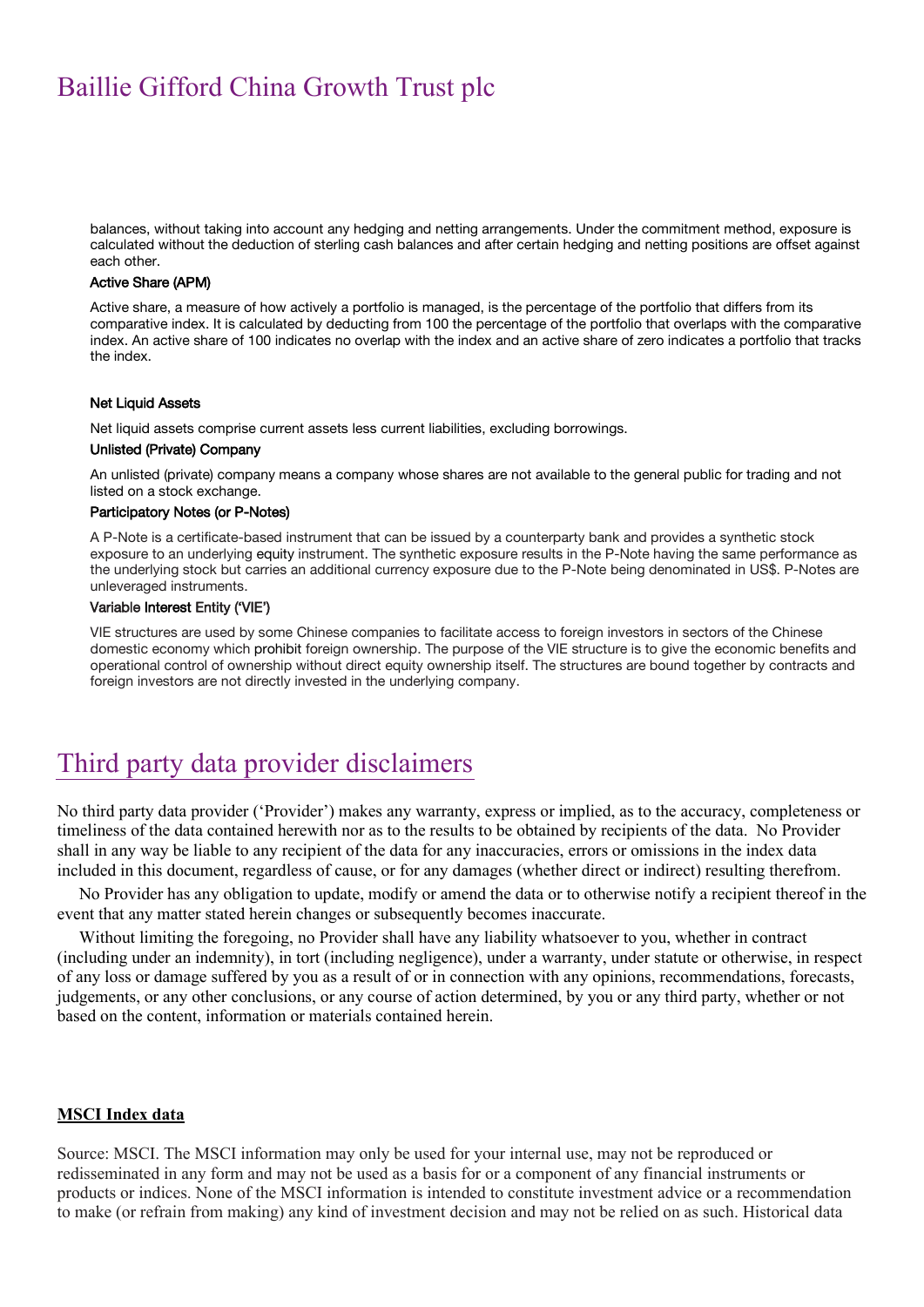balances, without taking into account any hedging and netting arrangements. Under the commitment method, exposure is calculated without the deduction of sterling cash balances and after certain hedging and netting positions are offset against each other.

### Active Share (APM)

Active share, a measure of how actively a portfolio is managed, is the percentage of the portfolio that differs from its comparative index. It is calculated by deducting from 100 the percentage of the portfolio that overlaps with the comparative index. An active share of 100 indicates no overlap with the index and an active share of zero indicates a portfolio that tracks the index.

### Net Liquid Assets

Net liquid assets comprise current assets less current liabilities, excluding borrowings.

### Unlisted (Private) Company

An unlisted (private) company means a company whose shares are not available to the general public for trading and not listed on a stock exchange.

### Participatory Notes (or P-Notes)

A P-Note is a certificate-based instrument that can be issued by a counterparty bank and provides a synthetic stock exposure to an underlying equity instrument. The synthetic exposure results in the P-Note having the same performance as the underlying stock but carries an additional currency exposure due to the P-Note being denominated in US$. P-Notes are unleveraged instruments.

### Variable Interest Entity ('VIE')

VIE structures are used by some Chinese companies to facilitate access to foreign investors in sectors of the Chinese domestic economy which prohibit foreign ownership. The purpose of the VIE structure is to give the economic benefits and operational control of ownership without direct equity ownership itself. The structures are bound together by contracts and foreign investors are not directly invested in the underlying company.

## Third party data provider disclaimers

No third party data provider ('Provider') makes any warranty, express or implied, as to the accuracy, completeness or timeliness of the data contained herewith nor as to the results to be obtained by recipients of the data. No Provider shall in any way be liable to any recipient of the data for any inaccuracies, errors or omissions in the index data included in this document, regardless of cause, or for any damages (whether direct or indirect) resulting therefrom.

No Provider has any obligation to update, modify or amend the data or to otherwise notify a recipient thereof in the event that any matter stated herein changes or subsequently becomes inaccurate.

Without limiting the foregoing, no Provider shall have any liability whatsoever to you, whether in contract (including under an indemnity), in tort (including negligence), under a warranty, under statute or otherwise, in respect of any loss or damage suffered by you as a result of or in connection with any opinions, recommendations, forecasts, judgements, or any other conclusions, or any course of action determined, by you or any third party, whether or not based on the content, information or materials contained herein.

### MSCI Index data

Source: MSCI. The MSCI information may only be used for your internal use, may not be reproduced or redisseminated in any form and may not be used as a basis for or a component of any financial instruments or products or indices. None of the MSCI information is intended to constitute investment advice or a recommendation to make (or refrain from making) any kind of investment decision and may not be relied on as such. Historical data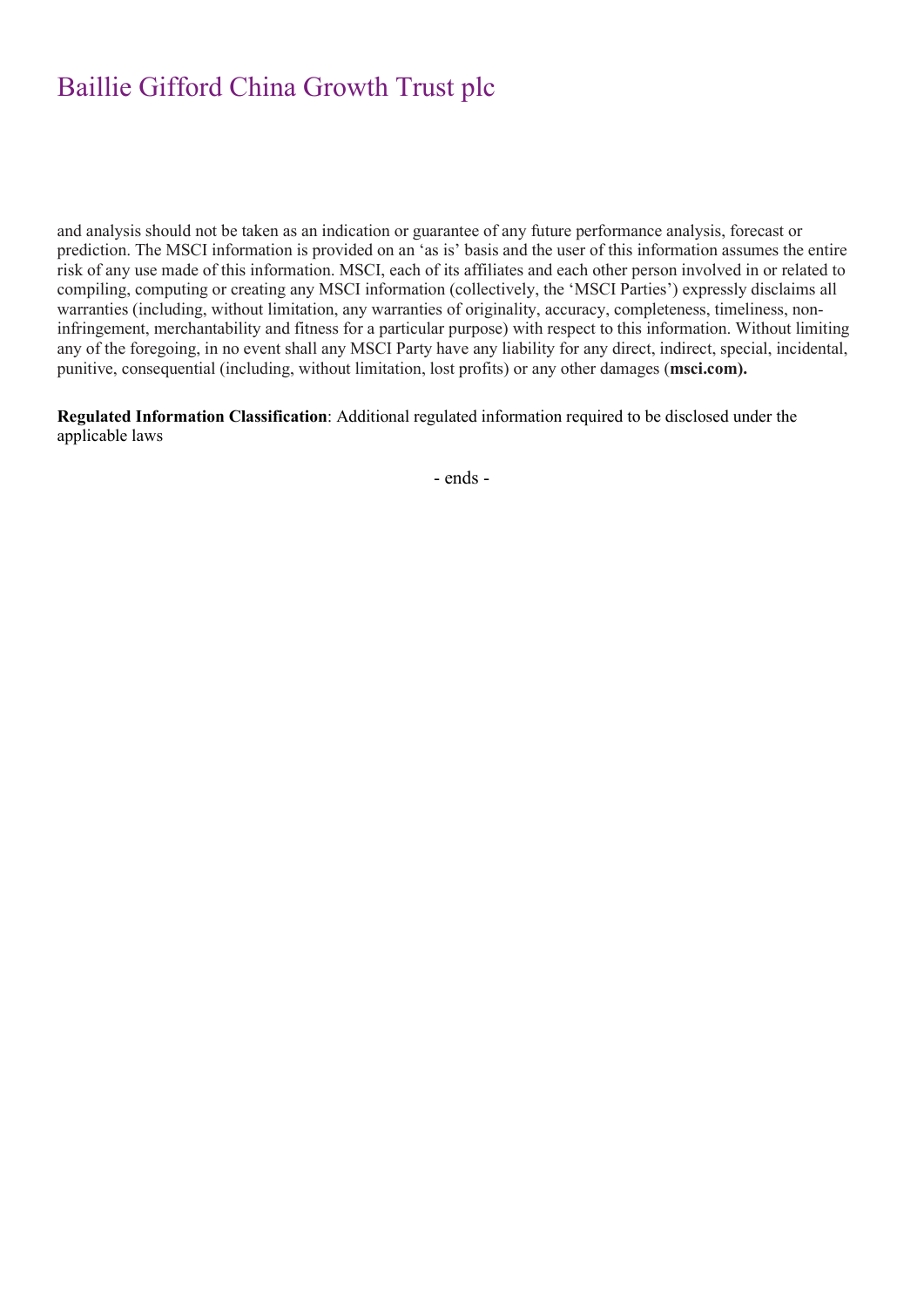and analysis should not be taken as an indication or guarantee of any future performance analysis, forecast or prediction. The MSCI information is provided on an 'as is' basis and the user of this information assumes the entire risk of any use made of this information. MSCI, each of its affiliates and each other person involved in or related to compiling, computing or creating any MSCI information (collectively, the 'MSCI Parties') expressly disclaims all warranties (including, without limitation, any warranties of originality, accuracy, completeness, timeliness, non-infringement, merchantability and fitness for a particular purpose) with respect to this information. Without limiting any of the foregoing, in no event shall any MSCI Party have any liability for any direct, indirect, special, incidental, punitive, consequential (including, without limitation, lost profits) or any other damages (**msci.com).**

**Regulated Information Classification**: Additional regulated information required to be disclosed under the applicable laws

- ends -